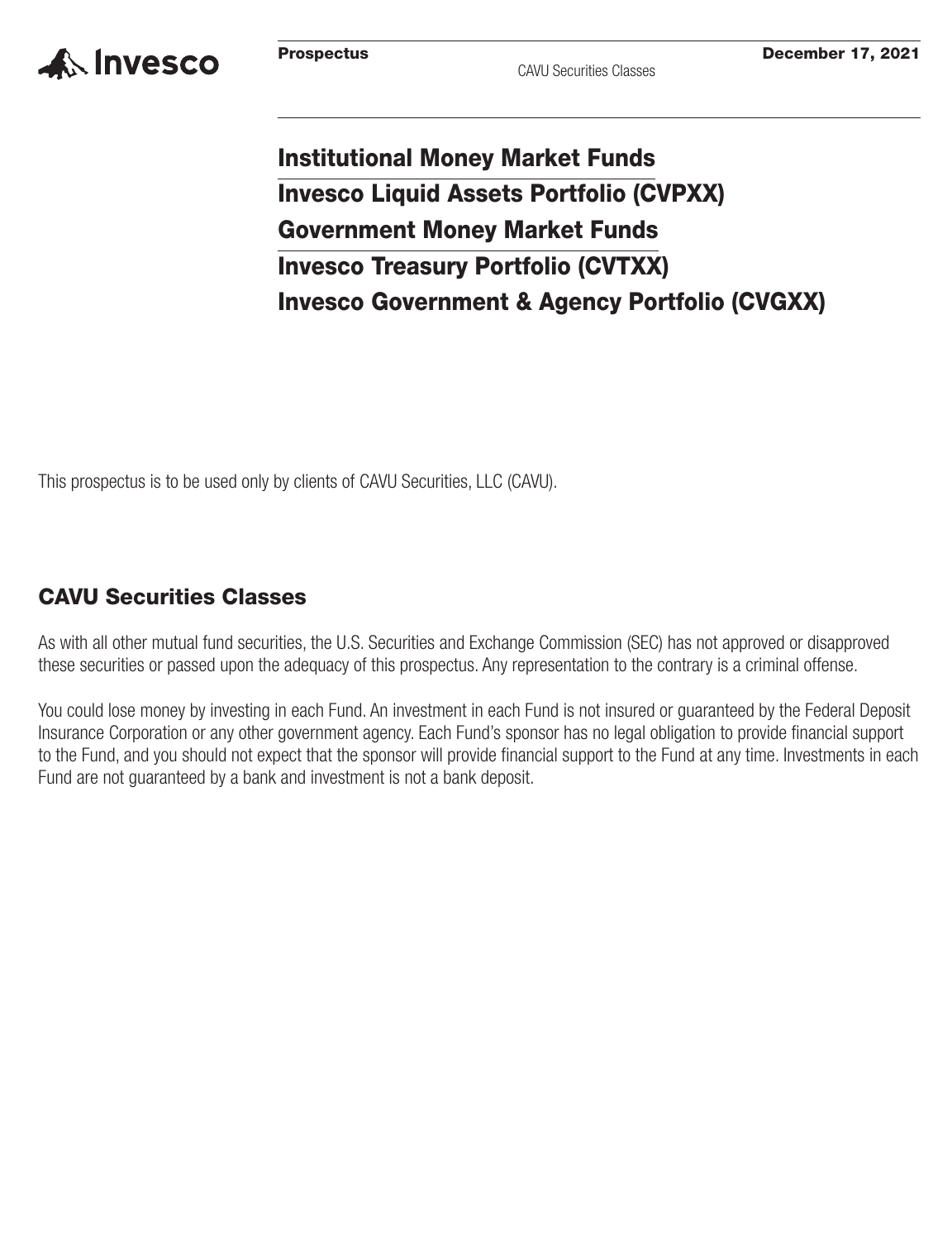Invesco

**Prospectus** CAVU Securities Classes **December 17, 2021**

# Institutional Money Market Funds

# Invesco Liquid Assets Portfolio (CVPXX)

# Government Money Market Funds

# Invesco Treasury Portfolio (CVTXX)

# Invesco Government & Agency Portfolio (CVGXX)

This prospectus is to be used only by clients of CAVU Securities, LLC (CAVU).

## CAVU Securities Classes

As with all other mutual fund securities, the U.S. Securities and Exchange Commission (SEC) has not approved or disapproved these securities or passed upon the adequacy of this prospectus. Any representation to the contrary is a criminal offense.

You could lose money by investing in each Fund. An investment in each Fund is not insured or guaranteed by the Federal Deposit Insurance Corporation or any other government agency. Each Fund's sponsor has no legal obligation to provide financial support to the Fund, and you should not expect that the sponsor will provide financial support to the Fund at any time. Investments in each Fund are not guaranteed by a bank and investment is not a bank deposit.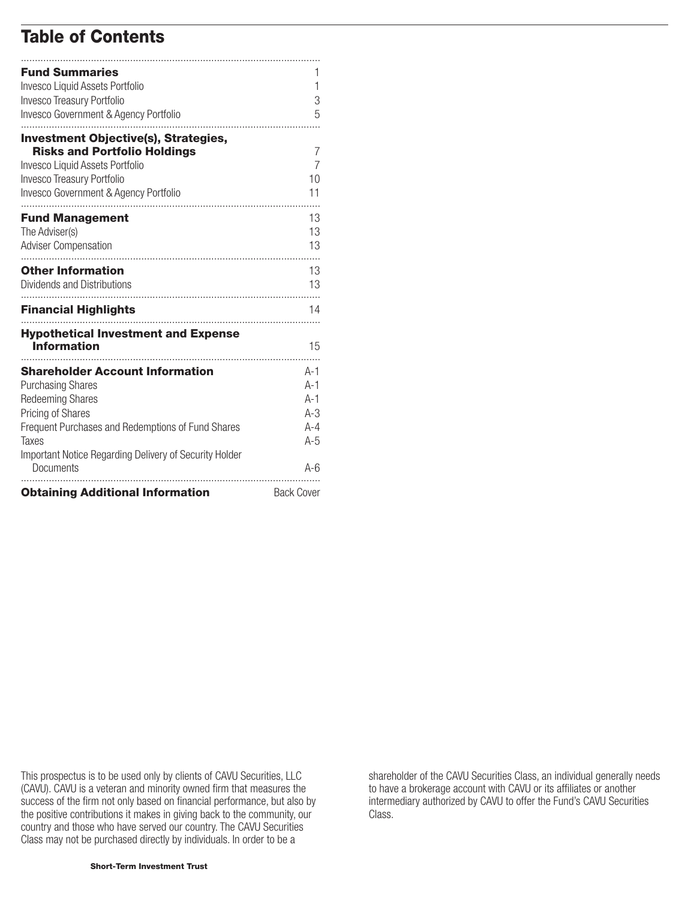# Table of Contents

| | |
|---|---|
| **Fund Summaries** | 1 |
| Invesco Liquid Assets Portfolio | 1 |
| Invesco Treasury Portfolio | 3 |
| Invesco Government & Agency Portfolio | 5 |
| **Investment Objective(s), Strategies, Risks and Portfolio Holdings** | 7 |
| Invesco Liquid Assets Portfolio | 7 |
| Invesco Treasury Portfolio | 10 |
| Invesco Government & Agency Portfolio | 11 |
| **Fund Management** | 13 |
| The Adviser(s) | 13 |
| Adviser Compensation | 13 |
| **Other Information** | 13 |
| Dividends and Distributions | 13 |
| **Financial Highlights** | 14 |
| **Hypothetical Investment and Expense Information** | 15 |
| **Shareholder Account Information** | A-1 |
| Purchasing Shares | A-1 |
| Redeeming Shares | A-1 |
| Pricing of Shares | A-3 |
| Frequent Purchases and Redemptions of Fund Shares | A-4 |
| Taxes | A-5 |
| Important Notice Regarding Delivery of Security Holder Documents | A-6 |
| **Obtaining Additional Information** | Back Cover |

This prospectus is to be used only by clients of CAVU Securities, LLC (CAVU). CAVU is a veteran and minority owned firm that measures the success of the firm not only based on financial performance, but also by the positive contributions it makes in giving back to the community, our country and those who have served our country. The CAVU Securities Class may not be purchased directly by individuals. In order to be a shareholder of the CAVU Securities Class, an individual generally needs to have a brokerage account with CAVU or its affiliates or another intermediary authorized by CAVU to offer the Fund's CAVU Securities Class.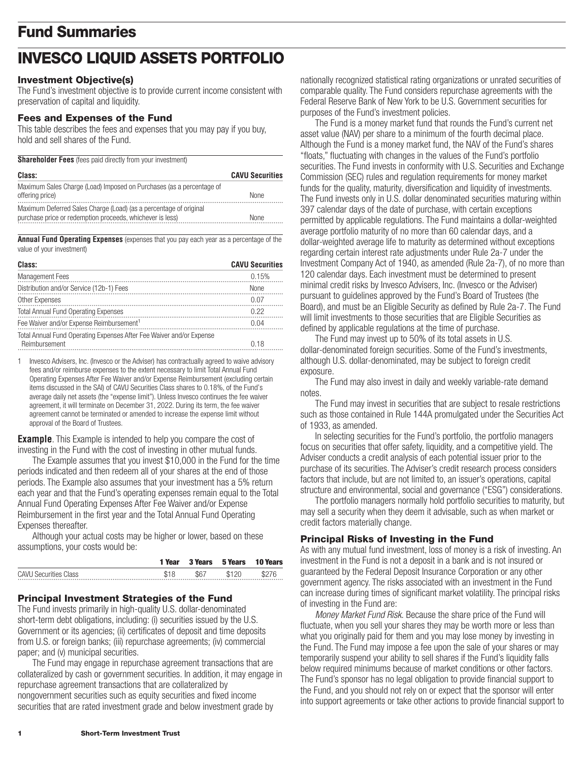# Fund Summaries

# INVESCO LIQUID ASSETS PORTFOLIO

### Investment Objective(s)

The Fund's investment objective is to provide current income consistent with preservation of capital and liquidity.

### Fees and Expenses of the Fund

This table describes the fees and expenses that you may pay if you buy, hold and sell shares of the Fund.

**Shareholder Fees** (fees paid directly from your investment)

| Class: | CAVU Securities |
|---|---|
| Maximum Sales Charge (Load) Imposed on Purchases (as a percentage of offering price) | None |
| Maximum Deferred Sales Charge (Load) (as a percentage of original purchase price or redemption proceeds, whichever is less) | None |

**Annual Fund Operating Expenses** (expenses that you pay each year as a percentage of the value of your investment)

| Class: | CAVU Securities |
|---|---|
| Management Fees | 0.15% |
| Distribution and/or Service (12b-1) Fees | None |
| Other Expenses | 0.07 |
| Total Annual Fund Operating Expenses | 0.22 |
| Fee Waiver and/or Expense Reimbursement[1] | 0.04 |
| Total Annual Fund Operating Expenses After Fee Waiver and/or Expense Reimbursement | 0.18 |

1 Invesco Advisers, Inc. (Invesco or the Adviser) has contractually agreed to waive advisory fees and/or reimburse expenses to the extent necessary to limit Total Annual Fund Operating Expenses After Fee Waiver and/or Expense Reimbursement (excluding certain items discussed in the SAI) of CAVU Securities Class shares to 0.18%, of the Fund's average daily net assets (the "expense limit"). Unless Invesco continues the fee waiver agreement, it will terminate on December 31, 2022. During its term, the fee waiver agreement cannot be terminated or amended to increase the expense limit without approval of the Board of Trustees.

**Example**. This Example is intended to help you compare the cost of investing in the Fund with the cost of investing in other mutual funds.

The Example assumes that you invest $10,000 in the Fund for the time periods indicated and then redeem all of your shares at the end of those periods. The Example also assumes that your investment has a 5% return each year and that the Fund's operating expenses remain equal to the Total Annual Fund Operating Expenses After Fee Waiver and/or Expense Reimbursement in the first year and the Total Annual Fund Operating Expenses thereafter.

Although your actual costs may be higher or lower, based on these assumptions, your costs would be:

| | 1 Year | 3 Years | 5 Years | 10 Years |
|---|---|---|---|---|
| CAVU Securities Class | $18 | $67 | $120 | $276 |

### Principal Investment Strategies of the Fund

The Fund invests primarily in high-quality U.S. dollar-denominated short-term debt obligations, including: (i) securities issued by the U.S. Government or its agencies; (ii) certificates of deposit and time deposits from U.S. or foreign banks; (iii) repurchase agreements; (iv) commercial paper; and (v) municipal securities.

The Fund may engage in repurchase agreement transactions that are collateralized by cash or government securities. In addition, it may engage in repurchase agreement transactions that are collateralized by nongovernment securities such as equity securities and fixed income securities that are rated investment grade and below investment grade by nationally recognized statistical rating organizations or unrated securities of comparable quality. The Fund considers repurchase agreements with the Federal Reserve Bank of New York to be U.S. Government securities for purposes of the Fund's investment policies.

The Fund is a money market fund that rounds the Fund's current net asset value (NAV) per share to a minimum of the fourth decimal place. Although the Fund is a money market fund, the NAV of the Fund's shares "floats," fluctuating with changes in the values of the Fund's portfolio securities. The Fund invests in conformity with U.S. Securities and Exchange Commission (SEC) rules and regulation requirements for money market funds for the quality, maturity, diversification and liquidity of investments. The Fund invests only in U.S. dollar denominated securities maturing within 397 calendar days of the date of purchase, with certain exceptions permitted by applicable regulations. The Fund maintains a dollar-weighted average portfolio maturity of no more than 60 calendar days, and a dollar-weighted average life to maturity as determined without exceptions regarding certain interest rate adjustments under Rule 2a-7 under the Investment Company Act of 1940, as amended (Rule 2a-7), of no more than 120 calendar days. Each investment must be determined to present minimal credit risks by Invesco Advisers, Inc. (Invesco or the Adviser) pursuant to guidelines approved by the Fund's Board of Trustees (the Board), and must be an Eligible Security as defined by Rule 2a-7. The Fund will limit investments to those securities that are Eligible Securities as defined by applicable regulations at the time of purchase.

The Fund may invest up to 50% of its total assets in U.S. dollar-denominated foreign securities. Some of the Fund's investments, although U.S. dollar-denominated, may be subject to foreign credit exposure.

The Fund may also invest in daily and weekly variable-rate demand notes.

The Fund may invest in securities that are subject to resale restrictions such as those contained in Rule 144A promulgated under the Securities Act of 1933, as amended.

In selecting securities for the Fund's portfolio, the portfolio managers focus on securities that offer safety, liquidity, and a competitive yield. The Adviser conducts a credit analysis of each potential issuer prior to the purchase of its securities. The Adviser's credit research process considers factors that include, but are not limited to, an issuer's operations, capital structure and environmental, social and governance ("ESG") considerations.

The portfolio managers normally hold portfolio securities to maturity, but may sell a security when they deem it advisable, such as when market or credit factors materially change.

### Principal Risks of Investing in the Fund

As with any mutual fund investment, loss of money is a risk of investing. An investment in the Fund is not a deposit in a bank and is not insured or guaranteed by the Federal Deposit Insurance Corporation or any other government agency. The risks associated with an investment in the Fund can increase during times of significant market volatility. The principal risks of investing in the Fund are:

*Money Market Fund Risk.* Because the share price of the Fund will fluctuate, when you sell your shares they may be worth more or less than what you originally paid for them and you may lose money by investing in the Fund. The Fund may impose a fee upon the sale of your shares or may temporarily suspend your ability to sell shares if the Fund's liquidity falls below required minimums because of market conditions or other factors. The Fund's sponsor has no legal obligation to provide financial support to the Fund, and you should not rely on or expect that the sponsor will enter into support agreements or take other actions to provide financial support to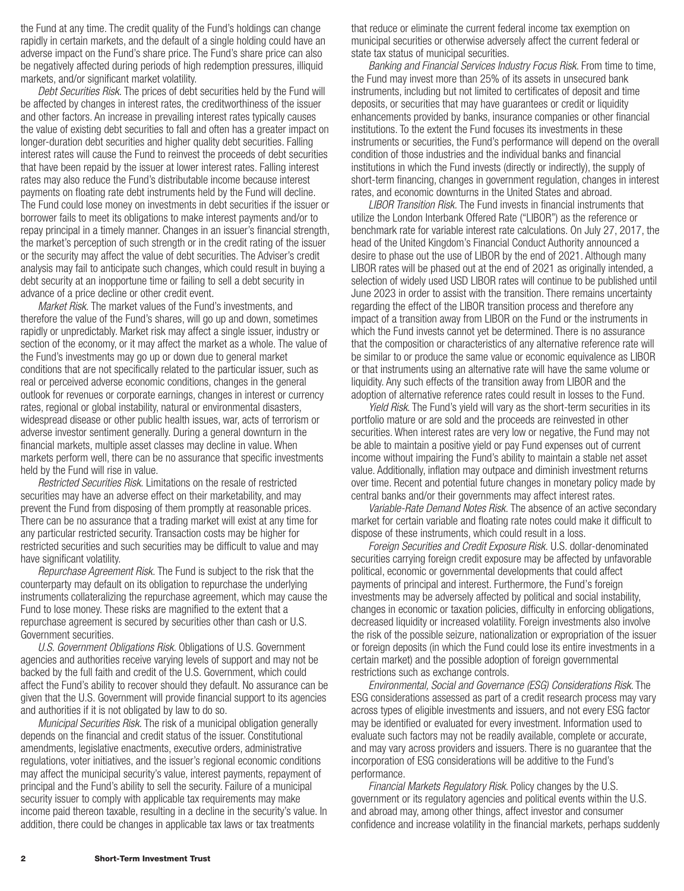the Fund at any time. The credit quality of the Fund's holdings can change rapidly in certain markets, and the default of a single holding could have an adverse impact on the Fund's share price. The Fund's share price can also be negatively affected during periods of high redemption pressures, illiquid markets, and/or significant market volatility.

*Debt Securities Risk.* The prices of debt securities held by the Fund will be affected by changes in interest rates, the creditworthiness of the issuer and other factors. An increase in prevailing interest rates typically causes the value of existing debt securities to fall and often has a greater impact on longer-duration debt securities and higher quality debt securities. Falling interest rates will cause the Fund to reinvest the proceeds of debt securities that have been repaid by the issuer at lower interest rates. Falling interest rates may also reduce the Fund's distributable income because interest payments on floating rate debt instruments held by the Fund will decline. The Fund could lose money on investments in debt securities if the issuer or borrower fails to meet its obligations to make interest payments and/or to repay principal in a timely manner. Changes in an issuer's financial strength, the market's perception of such strength or in the credit rating of the issuer or the security may affect the value of debt securities. The Adviser's credit analysis may fail to anticipate such changes, which could result in buying a debt security at an inopportune time or failing to sell a debt security in advance of a price decline or other credit event.

*Market Risk.* The market values of the Fund's investments, and therefore the value of the Fund's shares, will go up and down, sometimes rapidly or unpredictably. Market risk may affect a single issuer, industry or section of the economy, or it may affect the market as a whole. The value of the Fund's investments may go up or down due to general market conditions that are not specifically related to the particular issuer, such as real or perceived adverse economic conditions, changes in the general outlook for revenues or corporate earnings, changes in interest or currency rates, regional or global instability, natural or environmental disasters, widespread disease or other public health issues, war, acts of terrorism or adverse investor sentiment generally. During a general downturn in the financial markets, multiple asset classes may decline in value. When markets perform well, there can be no assurance that specific investments held by the Fund will rise in value.

*Restricted Securities Risk.* Limitations on the resale of restricted securities may have an adverse effect on their marketability, and may prevent the Fund from disposing of them promptly at reasonable prices. There can be no assurance that a trading market will exist at any time for any particular restricted security. Transaction costs may be higher for restricted securities and such securities may be difficult to value and may have significant volatility.

*Repurchase Agreement Risk.* The Fund is subject to the risk that the counterparty may default on its obligation to repurchase the underlying instruments collateralizing the repurchase agreement, which may cause the Fund to lose money. These risks are magnified to the extent that a repurchase agreement is secured by securities other than cash or U.S. Government securities.

*U.S. Government Obligations Risk.* Obligations of U.S. Government agencies and authorities receive varying levels of support and may not be backed by the full faith and credit of the U.S. Government, which could affect the Fund's ability to recover should they default. No assurance can be given that the U.S. Government will provide financial support to its agencies and authorities if it is not obligated by law to do so.

*Municipal Securities Risk.* The risk of a municipal obligation generally depends on the financial and credit status of the issuer. Constitutional amendments, legislative enactments, executive orders, administrative regulations, voter initiatives, and the issuer's regional economic conditions may affect the municipal security's value, interest payments, repayment of principal and the Fund's ability to sell the security. Failure of a municipal security issuer to comply with applicable tax requirements may make income paid thereon taxable, resulting in a decline in the security's value. In addition, there could be changes in applicable tax laws or tax treatments that reduce or eliminate the current federal income tax exemption on municipal securities or otherwise adversely affect the current federal or state tax status of municipal securities.

*Banking and Financial Services Industry Focus Risk.* From time to time, the Fund may invest more than 25% of its assets in unsecured bank instruments, including but not limited to certificates of deposit and time deposits, or securities that may have guarantees or credit or liquidity enhancements provided by banks, insurance companies or other financial institutions. To the extent the Fund focuses its investments in these instruments or securities, the Fund's performance will depend on the overall condition of those industries and the individual banks and financial institutions in which the Fund invests (directly or indirectly), the supply of short-term financing, changes in government regulation, changes in interest rates, and economic downturns in the United States and abroad.

*LIBOR Transition Risk.* The Fund invests in financial instruments that utilize the London Interbank Offered Rate ("LIBOR") as the reference or benchmark rate for variable interest rate calculations. On July 27, 2017, the head of the United Kingdom's Financial Conduct Authority announced a desire to phase out the use of LIBOR by the end of 2021. Although many LIBOR rates will be phased out at the end of 2021 as originally intended, a selection of widely used USD LIBOR rates will continue to be published until June 2023 in order to assist with the transition. There remains uncertainty regarding the effect of the LIBOR transition process and therefore any impact of a transition away from LIBOR on the Fund or the instruments in which the Fund invests cannot yet be determined. There is no assurance that the composition or characteristics of any alternative reference rate will be similar to or produce the same value or economic equivalence as LIBOR or that instruments using an alternative rate will have the same volume or liquidity. Any such effects of the transition away from LIBOR and the adoption of alternative reference rates could result in losses to the Fund.

*Yield Risk.* The Fund's yield will vary as the short-term securities in its portfolio mature or are sold and the proceeds are reinvested in other securities. When interest rates are very low or negative, the Fund may not be able to maintain a positive yield or pay Fund expenses out of current income without impairing the Fund's ability to maintain a stable net asset value. Additionally, inflation may outpace and diminish investment returns over time. Recent and potential future changes in monetary policy made by central banks and/or their governments may affect interest rates.

*Variable-Rate Demand Notes Risk.* The absence of an active secondary market for certain variable and floating rate notes could make it difficult to dispose of these instruments, which could result in a loss.

*Foreign Securities and Credit Exposure Risk.* U.S. dollar-denominated securities carrying foreign credit exposure may be affected by unfavorable political, economic or governmental developments that could affect payments of principal and interest. Furthermore, the Fund's foreign investments may be adversely affected by political and social instability, changes in economic or taxation policies, difficulty in enforcing obligations, decreased liquidity or increased volatility. Foreign investments also involve the risk of the possible seizure, nationalization or expropriation of the issuer or foreign deposits (in which the Fund could lose its entire investments in a certain market) and the possible adoption of foreign governmental restrictions such as exchange controls.

*Environmental, Social and Governance (ESG) Considerations Risk.* The ESG considerations assessed as part of a credit research process may vary across types of eligible investments and issuers, and not every ESG factor may be identified or evaluated for every investment. Information used to evaluate such factors may not be readily available, complete or accurate, and may vary across providers and issuers. There is no guarantee that the incorporation of ESG considerations will be additive to the Fund's performance.

*Financial Markets Regulatory Risk.* Policy changes by the U.S. government or its regulatory agencies and political events within the U.S. and abroad may, among other things, affect investor and consumer confidence and increase volatility in the financial markets, perhaps suddenly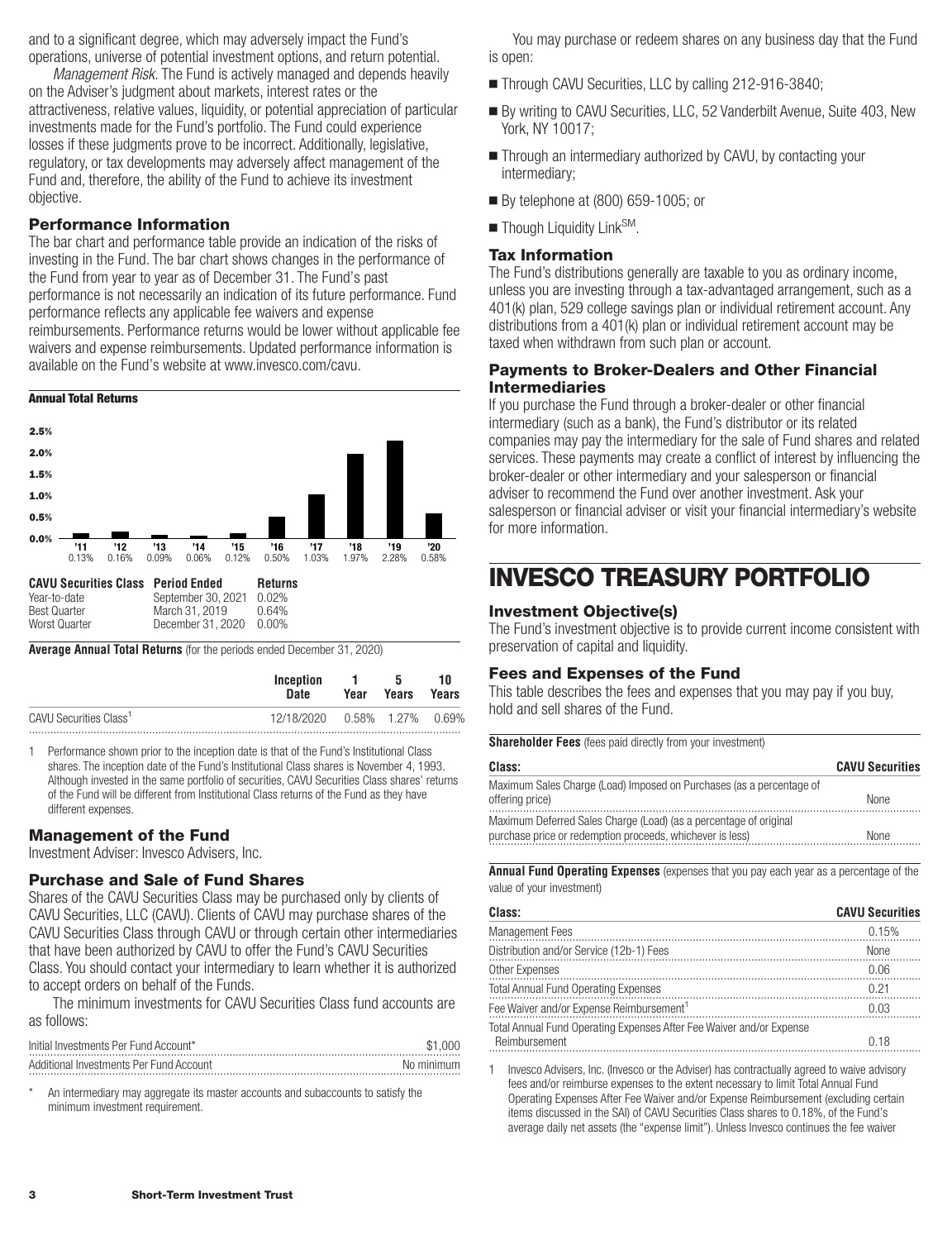and to a significant degree, which may adversely impact the Fund's operations, universe of potential investment options, and return potential.

*Management Risk.* The Fund is actively managed and depends heavily on the Adviser's judgment about markets, interest rates or the attractiveness, relative values, liquidity, or potential appreciation of particular investments made for the Fund's portfolio. The Fund could experience losses if these judgments prove to be incorrect. Additionally, legislative, regulatory, or tax developments may adversely affect management of the Fund and, therefore, the ability of the Fund to achieve its investment objective.

### Performance Information

The bar chart and performance table provide an indication of the risks of investing in the Fund. The bar chart shows changes in the performance of the Fund from year to year as of December 31. The Fund's past performance is not necessarily an indication of its future performance. Fund performance reflects any applicable fee waivers and expense reimbursements. Performance returns would be lower without applicable fee waivers and expense reimbursements. Updated performance information is available on the Fund's website at www.invesco.com/cavu.

**Annual Total Returns**

| '11 | '12 | '13 | '14 | '15 | '16 | '17 | '18 | '19 | '20 |
|---|---|---|---|---|---|---|---|---|---|
| 0.13% | 0.16% | 0.09% | 0.06% | 0.12% | 0.50% | 1.03% | 1.97% | 2.28% | 0.58% |

| CAVU Securities Class | Period Ended | Returns |
|---|---|---|
| Year-to-date | September 30, 2021 | 0.02% |
| Best Quarter | March 31, 2019 | 0.64% |
| Worst Quarter | December 31, 2020 | 0.00% |

**Average Annual Total Returns** (for the periods ended December 31, 2020)

| | Inception Date | 1 Year | 5 Years | 10 Years |
|---|---|---|---|---|
| CAVU Securities Class[1] | 12/18/2020 | 0.58% | 1.27% | 0.69% |

1 Performance shown prior to the inception date is that of the Fund's Institutional Class shares. The inception date of the Fund's Institutional Class shares is November 4, 1993. Although invested in the same portfolio of securities, CAVU Securities Class shares' returns of the Fund will be different from Institutional Class returns of the Fund as they have different expenses.

### Management of the Fund

Investment Adviser: Invesco Advisers, Inc.

### Purchase and Sale of Fund Shares

Shares of the CAVU Securities Class may be purchased only by clients of CAVU Securities, LLC (CAVU). Clients of CAVU may purchase shares of the CAVU Securities Class through CAVU or through certain other intermediaries that have been authorized by CAVU to offer the Fund's CAVU Securities Class. You should contact your intermediary to learn whether it is authorized to accept orders on behalf of the Funds.

The minimum investments for CAVU Securities Class fund accounts are as follows:

| | |
|---|---|
| Initial Investments Per Fund Account* | $1,000 |
| Additional Investments Per Fund Account | No minimum |

\* An intermediary may aggregate its master accounts and subaccounts to satisfy the minimum investment requirement.

You may purchase or redeem shares on any business day that the Fund is open:

- Through CAVU Securities, LLC by calling 212-916-3840;
- By writing to CAVU Securities, LLC, 52 Vanderbilt Avenue, Suite 403, New York, NY 10017;
- Through an intermediary authorized by CAVU, by contacting your intermediary;
- By telephone at (800) 659-1005; or
- Though Liquidity Link℠.

### Tax Information

The Fund's distributions generally are taxable to you as ordinary income, unless you are investing through a tax-advantaged arrangement, such as a 401(k) plan, 529 college savings plan or individual retirement account. Any distributions from a 401(k) plan or individual retirement account may be taxed when withdrawn from such plan or account.

### Payments to Broker-Dealers and Other Financial Intermediaries

If you purchase the Fund through a broker-dealer or other financial intermediary (such as a bank), the Fund's distributor or its related companies may pay the intermediary for the sale of Fund shares and related services. These payments may create a conflict of interest by influencing the broker-dealer or other intermediary and your salesperson or financial adviser to recommend the Fund over another investment. Ask your salesperson or financial adviser or visit your financial intermediary's website for more information.

# INVESCO TREASURY PORTFOLIO

### Investment Objective(s)

The Fund's investment objective is to provide current income consistent with preservation of capital and liquidity.

### Fees and Expenses of the Fund

This table describes the fees and expenses that you may pay if you buy, hold and sell shares of the Fund.

**Shareholder Fees** (fees paid directly from your investment)

| Class: | CAVU Securities |
|---|---|
| Maximum Sales Charge (Load) Imposed on Purchases (as a percentage of offering price) | None |
| Maximum Deferred Sales Charge (Load) (as a percentage of original purchase price or redemption proceeds, whichever is less) | None |

**Annual Fund Operating Expenses** (expenses that you pay each year as a percentage of the value of your investment)

| Class: | CAVU Securities |
|---|---|
| Management Fees | 0.15% |
| Distribution and/or Service (12b-1) Fees | None |
| Other Expenses | 0.06 |
| Total Annual Fund Operating Expenses | 0.21 |
| Fee Waiver and/or Expense Reimbursement[1] | 0.03 |
| Total Annual Fund Operating Expenses After Fee Waiver and/or Expense Reimbursement | 0.18 |

1 Invesco Advisers, Inc. (Invesco or the Adviser) has contractually agreed to waive advisory fees and/or reimburse expenses to the extent necessary to limit Total Annual Fund Operating Expenses After Fee Waiver and/or Expense Reimbursement (excluding certain items discussed in the SAI) of CAVU Securities Class shares to 0.18%, of the Fund's average daily net assets (the "expense limit"). Unless Invesco continues the fee waiver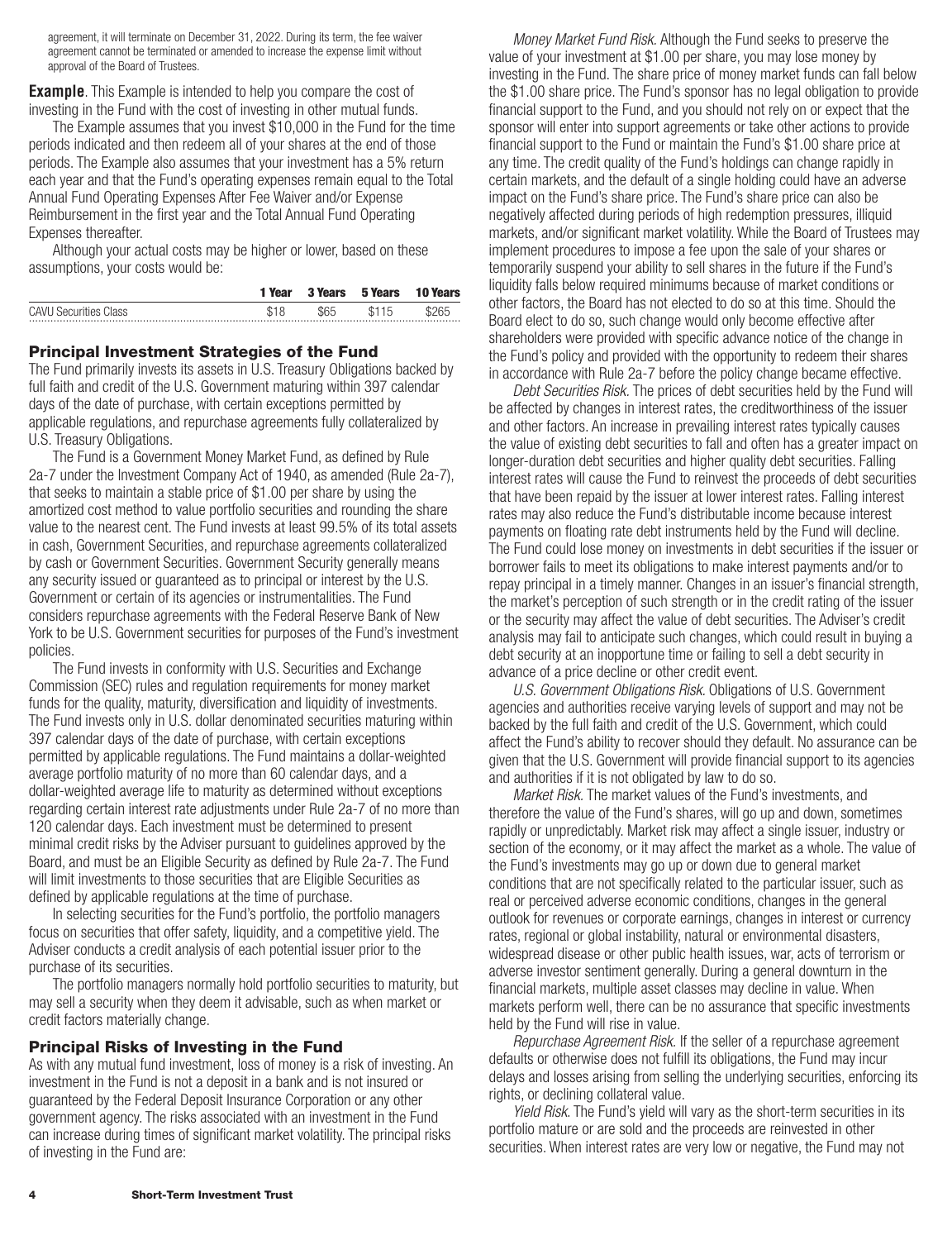agreement, it will terminate on December 31, 2022. During its term, the fee waiver agreement cannot be terminated or amended to increase the expense limit without approval of the Board of Trustees.

**Example**. This Example is intended to help you compare the cost of investing in the Fund with the cost of investing in other mutual funds.

The Example assumes that you invest $10,000 in the Fund for the time periods indicated and then redeem all of your shares at the end of those periods. The Example also assumes that your investment has a 5% return each year and that the Fund's operating expenses remain equal to the Total Annual Fund Operating Expenses After Fee Waiver and/or Expense Reimbursement in the first year and the Total Annual Fund Operating Expenses thereafter.

Although your actual costs may be higher or lower, based on these assumptions, your costs would be:

| | 1 Year | 3 Years | 5 Years | 10 Years |
|---|---|---|---|---|
| CAVU Securities Class | $18 | $65 | $115 | $265 |

## Principal Investment Strategies of the Fund

The Fund primarily invests its assets in U.S. Treasury Obligations backed by full faith and credit of the U.S. Government maturing within 397 calendar days of the date of purchase, with certain exceptions permitted by applicable regulations, and repurchase agreements fully collateralized by U.S. Treasury Obligations.

The Fund is a Government Money Market Fund, as defined by Rule 2a-7 under the Investment Company Act of 1940, as amended (Rule 2a-7), that seeks to maintain a stable price of $1.00 per share by using the amortized cost method to value portfolio securities and rounding the share value to the nearest cent. The Fund invests at least 99.5% of its total assets in cash, Government Securities, and repurchase agreements collateralized by cash or Government Securities. Government Security generally means any security issued or guaranteed as to principal or interest by the U.S. Government or certain of its agencies or instrumentalities. The Fund considers repurchase agreements with the Federal Reserve Bank of New York to be U.S. Government securities for purposes of the Fund's investment policies.

The Fund invests in conformity with U.S. Securities and Exchange Commission (SEC) rules and regulation requirements for money market funds for the quality, maturity, diversification and liquidity of investments. The Fund invests only in U.S. dollar denominated securities maturing within 397 calendar days of the date of purchase, with certain exceptions permitted by applicable regulations. The Fund maintains a dollar-weighted average portfolio maturity of no more than 60 calendar days, and a dollar-weighted average life to maturity as determined without exceptions regarding certain interest rate adjustments under Rule 2a-7 of no more than 120 calendar days. Each investment must be determined to present minimal credit risks by the Adviser pursuant to guidelines approved by the Board, and must be an Eligible Security as defined by Rule 2a-7. The Fund will limit investments to those securities that are Eligible Securities as defined by applicable regulations at the time of purchase.

In selecting securities for the Fund's portfolio, the portfolio managers focus on securities that offer safety, liquidity, and a competitive yield. The Adviser conducts a credit analysis of each potential issuer prior to the purchase of its securities.

The portfolio managers normally hold portfolio securities to maturity, but may sell a security when they deem it advisable, such as when market or credit factors materially change.

## Principal Risks of Investing in the Fund

As with any mutual fund investment, loss of money is a risk of investing. An investment in the Fund is not a deposit in a bank and is not insured or guaranteed by the Federal Deposit Insurance Corporation or any other government agency. The risks associated with an investment in the Fund can increase during times of significant market volatility. The principal risks of investing in the Fund are:

*Money Market Fund Risk.* Although the Fund seeks to preserve the value of your investment at $1.00 per share, you may lose money by investing in the Fund. The share price of money market funds can fall below the $1.00 share price. The Fund's sponsor has no legal obligation to provide financial support to the Fund, and you should not rely on or expect that the sponsor will enter into support agreements or take other actions to provide financial support to the Fund or maintain the Fund's $1.00 share price at any time. The credit quality of the Fund's holdings can change rapidly in certain markets, and the default of a single holding could have an adverse impact on the Fund's share price. The Fund's share price can also be negatively affected during periods of high redemption pressures, illiquid markets, and/or significant market volatility. While the Board of Trustees may implement procedures to impose a fee upon the sale of your shares or temporarily suspend your ability to sell shares in the future if the Fund's liquidity falls below required minimums because of market conditions or other factors, the Board has not elected to do so at this time. Should the Board elect to do so, such change would only become effective after shareholders were provided with specific advance notice of the change in the Fund's policy and provided with the opportunity to redeem their shares in accordance with Rule 2a-7 before the policy change became effective.

*Debt Securities Risk.* The prices of debt securities held by the Fund will be affected by changes in interest rates, the creditworthiness of the issuer and other factors. An increase in prevailing interest rates typically causes the value of existing debt securities to fall and often has a greater impact on longer-duration debt securities and higher quality debt securities. Falling interest rates will cause the Fund to reinvest the proceeds of debt securities that have been repaid by the issuer at lower interest rates. Falling interest rates may also reduce the Fund's distributable income because interest payments on floating rate debt instruments held by the Fund will decline. The Fund could lose money on investments in debt securities if the issuer or borrower fails to meet its obligations to make interest payments and/or to repay principal in a timely manner. Changes in an issuer's financial strength, the market's perception of such strength or in the credit rating of the issuer or the security may affect the value of debt securities. The Adviser's credit analysis may fail to anticipate such changes, which could result in buying a debt security at an inopportune time or failing to sell a debt security in advance of a price decline or other credit event.

*U.S. Government Obligations Risk.* Obligations of U.S. Government agencies and authorities receive varying levels of support and may not be backed by the full faith and credit of the U.S. Government, which could affect the Fund's ability to recover should they default. No assurance can be given that the U.S. Government will provide financial support to its agencies and authorities if it is not obligated by law to do so.

*Market Risk.* The market values of the Fund's investments, and therefore the value of the Fund's shares, will go up and down, sometimes rapidly or unpredictably. Market risk may affect a single issuer, industry or section of the economy, or it may affect the market as a whole. The value of the Fund's investments may go up or down due to general market conditions that are not specifically related to the particular issuer, such as real or perceived adverse economic conditions, changes in the general outlook for revenues or corporate earnings, changes in interest or currency rates, regional or global instability, natural or environmental disasters, widespread disease or other public health issues, war, acts of terrorism or adverse investor sentiment generally. During a general downturn in the financial markets, multiple asset classes may decline in value. When markets perform well, there can be no assurance that specific investments held by the Fund will rise in value.

*Repurchase Agreement Risk.* If the seller of a repurchase agreement defaults or otherwise does not fulfill its obligations, the Fund may incur delays and losses arising from selling the underlying securities, enforcing its rights, or declining collateral value.

*Yield Risk.* The Fund's yield will vary as the short-term securities in its portfolio mature or are sold and the proceeds are reinvested in other securities. When interest rates are very low or negative, the Fund may not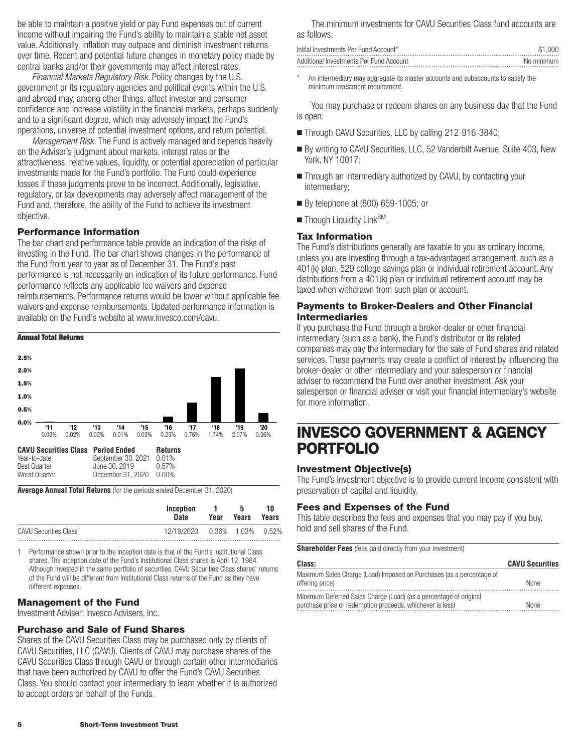be able to maintain a positive yield or pay Fund expenses out of current income without impairing the Fund's ability to maintain a stable net asset value. Additionally, inflation may outpace and diminish investment returns over time. Recent and potential future changes in monetary policy made by central banks and/or their governments may affect interest rates.

*Financial Markets Regulatory Risk*. Policy changes by the U.S. government or its regulatory agencies and political events within the U.S. and abroad may, among other things, affect investor and consumer confidence and increase volatility in the financial markets, perhaps suddenly and to a significant degree, which may adversely impact the Fund's operations, universe of potential investment options, and return potential.

*Management Risk.* The Fund is actively managed and depends heavily on the Adviser's judgment about markets, interest rates or the attractiveness, relative values, liquidity, or potential appreciation of particular investments made for the Fund's portfolio. The Fund could experience losses if these judgments prove to be incorrect. Additionally, legislative, regulatory, or tax developments may adversely affect management of the Fund and, therefore, the ability of the Fund to achieve its investment objective.

### Performance Information

The bar chart and performance table provide an indication of the risks of investing in the Fund. The bar chart shows changes in the performance of the Fund from year to year as of December 31. The Fund's past performance is not necessarily an indication of its future performance. Fund performance reflects any applicable fee waivers and expense reimbursements. Performance returns would be lower without applicable fee waivers and expense reimbursements. Updated performance information is available on the Fund's website at www.invesco.com/cavu.

**Annual Total Returns**

| '11 | '12 | '13 | '14 | '15 | '16 | '17 | '18 | '19 | '20 |
|---|---|---|---|---|---|---|---|---|---|
| 0.03% | 0.02% | 0.02% | 0.01% | 0.03% | 0.23% | 0.76% | 1.74% | 2.07% | 0.36% |

| CAVU Securities Class | Period Ended | Returns |
|---|---|---|
| Year-to-date | September 30, 2021 | 0.01% |
| Best Quarter | June 30, 2019 | 0.57% |
| Worst Quarter | December 31, 2020 | 0.00% |

**Average Annual Total Returns** (for the periods ended December 31, 2020)

| | Inception Date | 1 Year | 5 Years | 10 Years |
|---|---|---|---|---|
| CAVU Securities Class[1] | 12/18/2020 | 0.36% | 1.03% | 0.52% |

1 Performance shown prior to the inception date is that of the Fund's Institutional Class shares. The inception date of the Fund's Institutional Class shares is April 12, 1984. Although invested in the same portfolio of securities, CAVU Securities Class shares' returns of the Fund will be different from Institutional Class returns of the Fund as they have different expenses.

### Management of the Fund

Investment Adviser: Invesco Advisers, Inc.

### Purchase and Sale of Fund Shares

Shares of the CAVU Securities Class may be purchased only by clients of CAVU Securities, LLC (CAVU). Clients of CAVU may purchase shares of the CAVU Securities Class through CAVU or through certain other intermediaries that have been authorized by CAVU to offer the Fund's CAVU Securities Class. You should contact your intermediary to learn whether it is authorized to accept orders on behalf of the Funds.

The minimum investments for CAVU Securities Class fund accounts are as follows:

| | |
|---|---|
| Initial Investments Per Fund Account* | $1,000 |
| Additional Investments Per Fund Account | No minimum |

\* An intermediary may aggregate its master accounts and subaccounts to satisfy the minimum investment requirement.

You may purchase or redeem shares on any business day that the Fund is open:

- Through CAVU Securities, LLC by calling 212-916-3840;
- By writing to CAVU Securities, LLC, 52 Vanderbilt Avenue, Suite 403, New York, NY 10017;
- Through an intermediary authorized by CAVU, by contacting your intermediary;
- By telephone at (800) 659-1005; or
- Though Liquidity Link[SM].

### Tax Information

The Fund's distributions generally are taxable to you as ordinary income, unless you are investing through a tax-advantaged arrangement, such as a 401(k) plan, 529 college savings plan or individual retirement account. Any distributions from a 401(k) plan or individual retirement account may be taxed when withdrawn from such plan or account.

### Payments to Broker-Dealers and Other Financial Intermediaries

If you purchase the Fund through a broker-dealer or other financial intermediary (such as a bank), the Fund's distributor or its related companies may pay the intermediary for the sale of Fund shares and related services. These payments may create a conflict of interest by influencing the broker-dealer or other intermediary and your salesperson or financial adviser to recommend the Fund over another investment. Ask your salesperson or financial adviser or visit your financial intermediary's website for more information.

# INVESCO GOVERNMENT & AGENCY PORTFOLIO

### Investment Objective(s)

The Fund's investment objective is to provide current income consistent with preservation of capital and liquidity.

### Fees and Expenses of the Fund

This table describes the fees and expenses that you may pay if you buy, hold and sell shares of the Fund.

**Shareholder Fees** (fees paid directly from your investment)

| Class: | CAVU Securities |
|---|---|
| Maximum Sales Charge (Load) Imposed on Purchases (as a percentage of offering price) | None |
| Maximum Deferred Sales Charge (Load) (as a percentage of original purchase price or redemption proceeds, whichever is less) | None |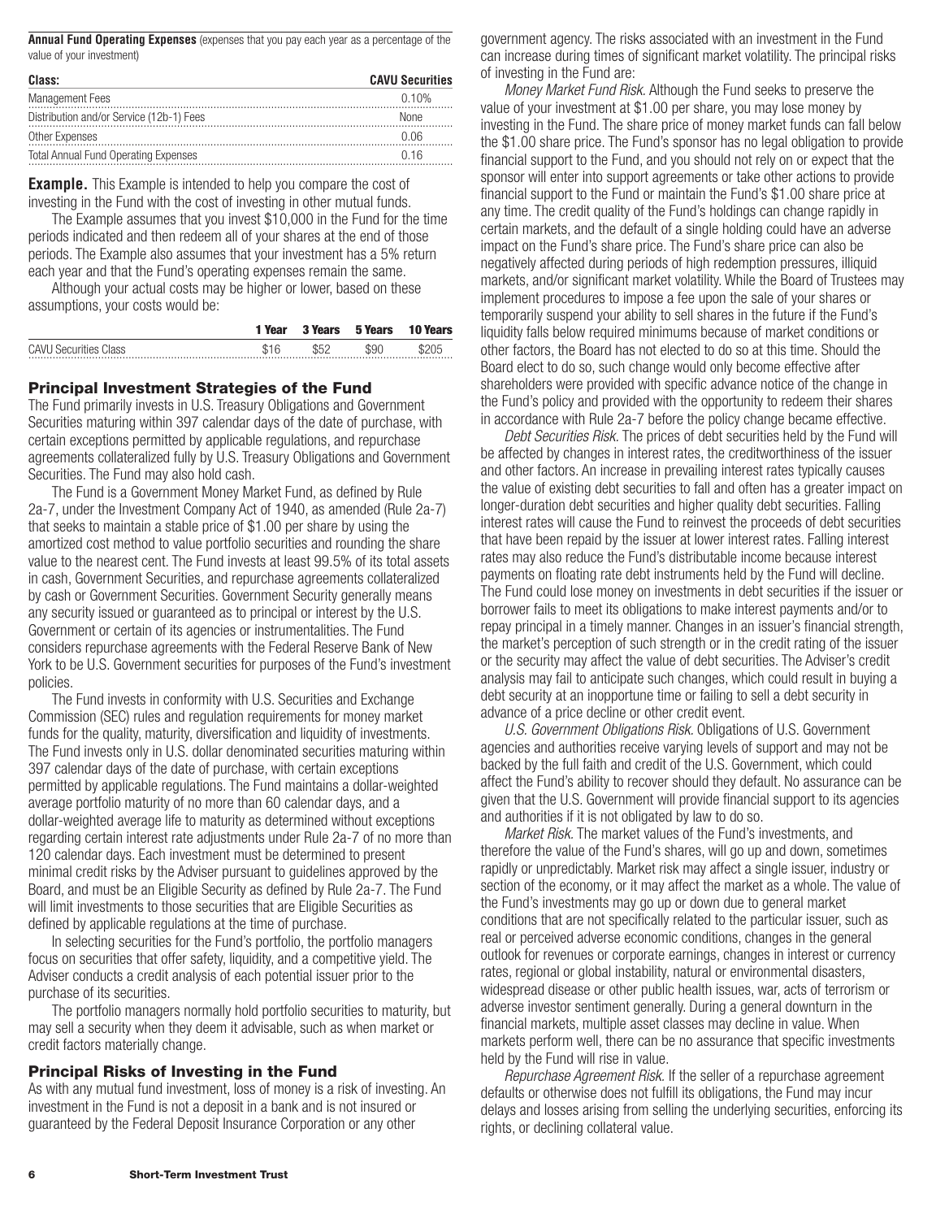**Annual Fund Operating Expenses** (expenses that you pay each year as a percentage of the value of your investment)

| Class: | CAVU Securities |
|---|---|
| Management Fees | 0.10% |
| Distribution and/or Service (12b-1) Fees | None |
| Other Expenses | 0.06 |
| Total Annual Fund Operating Expenses | 0.16 |

**Example.** This Example is intended to help you compare the cost of investing in the Fund with the cost of investing in other mutual funds.

The Example assumes that you invest $10,000 in the Fund for the time periods indicated and then redeem all of your shares at the end of those periods. The Example also assumes that your investment has a 5% return each year and that the Fund's operating expenses remain the same.

Although your actual costs may be higher or lower, based on these assumptions, your costs would be:

| | 1 Year | 3 Years | 5 Years | 10 Years |
|---|---|---|---|---|
| CAVU Securities Class | $16 | $52 | $90 | $205 |

## Principal Investment Strategies of the Fund

The Fund primarily invests in U.S. Treasury Obligations and Government Securities maturing within 397 calendar days of the date of purchase, with certain exceptions permitted by applicable regulations, and repurchase agreements collateralized fully by U.S. Treasury Obligations and Government Securities. The Fund may also hold cash.

The Fund is a Government Money Market Fund, as defined by Rule 2a-7, under the Investment Company Act of 1940, as amended (Rule 2a-7) that seeks to maintain a stable price of $1.00 per share by using the amortized cost method to value portfolio securities and rounding the share value to the nearest cent. The Fund invests at least 99.5% of its total assets in cash, Government Securities, and repurchase agreements collateralized by cash or Government Securities. Government Security generally means any security issued or guaranteed as to principal or interest by the U.S. Government or certain of its agencies or instrumentalities. The Fund considers repurchase agreements with the Federal Reserve Bank of New York to be U.S. Government securities for purposes of the Fund's investment policies.

The Fund invests in conformity with U.S. Securities and Exchange Commission (SEC) rules and regulation requirements for money market funds for the quality, maturity, diversification and liquidity of investments. The Fund invests only in U.S. dollar denominated securities maturing within 397 calendar days of the date of purchase, with certain exceptions permitted by applicable regulations. The Fund maintains a dollar-weighted average portfolio maturity of no more than 60 calendar days, and a dollar-weighted average life to maturity as determined without exceptions regarding certain interest rate adjustments under Rule 2a-7 of no more than 120 calendar days. Each investment must be determined to present minimal credit risks by the Adviser pursuant to guidelines approved by the Board, and must be an Eligible Security as defined by Rule 2a-7. The Fund will limit investments to those securities that are Eligible Securities as defined by applicable regulations at the time of purchase.

In selecting securities for the Fund's portfolio, the portfolio managers focus on securities that offer safety, liquidity, and a competitive yield. The Adviser conducts a credit analysis of each potential issuer prior to the purchase of its securities.

The portfolio managers normally hold portfolio securities to maturity, but may sell a security when they deem it advisable, such as when market or credit factors materially change.

## Principal Risks of Investing in the Fund

As with any mutual fund investment, loss of money is a risk of investing. An investment in the Fund is not a deposit in a bank and is not insured or guaranteed by the Federal Deposit Insurance Corporation or any other government agency. The risks associated with an investment in the Fund can increase during times of significant market volatility. The principal risks of investing in the Fund are:

*Money Market Fund Risk.* Although the Fund seeks to preserve the value of your investment at $1.00 per share, you may lose money by investing in the Fund. The share price of money market funds can fall below the $1.00 share price. The Fund's sponsor has no legal obligation to provide financial support to the Fund, and you should not rely on or expect that the sponsor will enter into support agreements or take other actions to provide financial support to the Fund or maintain the Fund's $1.00 share price at any time. The credit quality of the Fund's holdings can change rapidly in certain markets, and the default of a single holding could have an adverse impact on the Fund's share price. The Fund's share price can also be negatively affected during periods of high redemption pressures, illiquid markets, and/or significant market volatility. While the Board of Trustees may implement procedures to impose a fee upon the sale of your shares or temporarily suspend your ability to sell shares in the future if the Fund's liquidity falls below required minimums because of market conditions or other factors, the Board has not elected to do so at this time. Should the Board elect to do so, such change would only become effective after shareholders were provided with specific advance notice of the change in the Fund's policy and provided with the opportunity to redeem their shares in accordance with Rule 2a-7 before the policy change became effective.

*Debt Securities Risk.* The prices of debt securities held by the Fund will be affected by changes in interest rates, the creditworthiness of the issuer and other factors. An increase in prevailing interest rates typically causes the value of existing debt securities to fall and often has a greater impact on longer-duration debt securities and higher quality debt securities. Falling interest rates will cause the Fund to reinvest the proceeds of debt securities that have been repaid by the issuer at lower interest rates. Falling interest rates may also reduce the Fund's distributable income because interest payments on floating rate debt instruments held by the Fund will decline. The Fund could lose money on investments in debt securities if the issuer or borrower fails to meet its obligations to make interest payments and/or to repay principal in a timely manner. Changes in an issuer's financial strength, the market's perception of such strength or in the credit rating of the issuer or the security may affect the value of debt securities. The Adviser's credit analysis may fail to anticipate such changes, which could result in buying a debt security at an inopportune time or failing to sell a debt security in advance of a price decline or other credit event.

*U.S. Government Obligations Risk.* Obligations of U.S. Government agencies and authorities receive varying levels of support and may not be backed by the full faith and credit of the U.S. Government, which could affect the Fund's ability to recover should they default. No assurance can be given that the U.S. Government will provide financial support to its agencies and authorities if it is not obligated by law to do so.

*Market Risk.* The market values of the Fund's investments, and therefore the value of the Fund's shares, will go up and down, sometimes rapidly or unpredictably. Market risk may affect a single issuer, industry or section of the economy, or it may affect the market as a whole. The value of the Fund's investments may go up or down due to general market conditions that are not specifically related to the particular issuer, such as real or perceived adverse economic conditions, changes in the general outlook for revenues or corporate earnings, changes in interest or currency rates, regional or global instability, natural or environmental disasters, widespread disease or other public health issues, war, acts of terrorism or adverse investor sentiment generally. During a general downturn in the financial markets, multiple asset classes may decline in value. When markets perform well, there can be no assurance that specific investments held by the Fund will rise in value.

*Repurchase Agreement Risk.* If the seller of a repurchase agreement defaults or otherwise does not fulfill its obligations, the Fund may incur delays and losses arising from selling the underlying securities, enforcing its rights, or declining collateral value.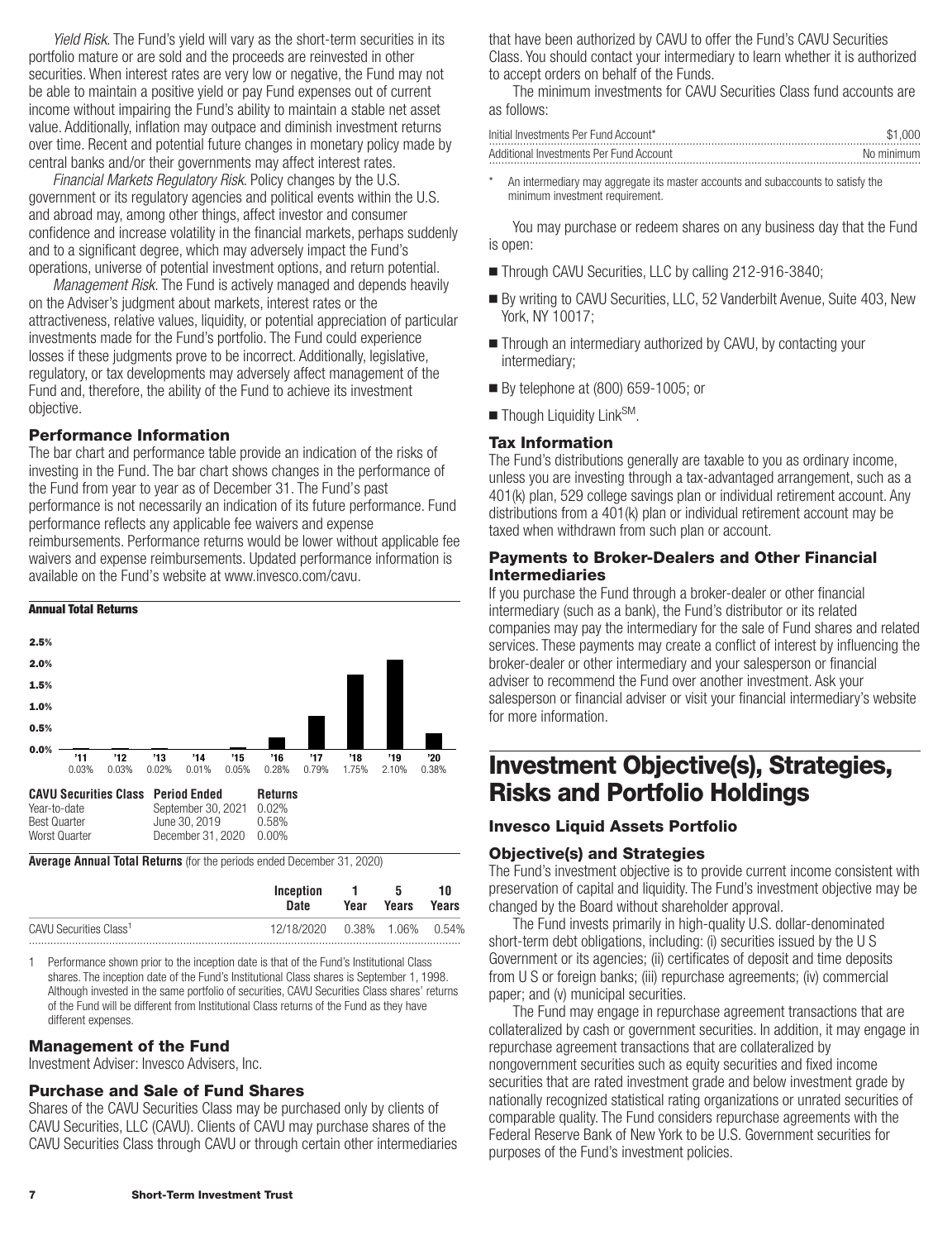*Yield Risk*. The Fund's yield will vary as the short-term securities in its portfolio mature or are sold and the proceeds are reinvested in other securities. When interest rates are very low or negative, the Fund may not be able to maintain a positive yield or pay Fund expenses out of current income without impairing the Fund's ability to maintain a stable net asset value. Additionally, inflation may outpace and diminish investment returns over time. Recent and potential future changes in monetary policy made by central banks and/or their governments may affect interest rates.

*Financial Markets Regulatory Risk*. Policy changes by the U.S. government or its regulatory agencies and political events within the U.S. and abroad may, among other things, affect investor and consumer confidence and increase volatility in the financial markets, perhaps suddenly and to a significant degree, which may adversely impact the Fund's operations, universe of potential investment options, and return potential.

*Management Risk*. The Fund is actively managed and depends heavily on the Adviser's judgment about markets, interest rates or the attractiveness, relative values, liquidity, or potential appreciation of particular investments made for the Fund's portfolio. The Fund could experience losses if these judgments prove to be incorrect. Additionally, legislative, regulatory, or tax developments may adversely affect management of the Fund and, therefore, the ability of the Fund to achieve its investment objective.

### Performance Information

The bar chart and performance table provide an indication of the risks of investing in the Fund. The bar chart shows changes in the performance of the Fund from year to year as of December 31. The Fund's past performance is not necessarily an indication of its future performance. Fund performance reflects any applicable fee waivers and expense reimbursements. Performance returns would be lower without applicable fee waivers and expense reimbursements. Updated performance information is available on the Fund's website at www.invesco.com/cavu.

**Annual Total Returns**

| '11 | '12 | '13 | '14 | '15 | '16 | '17 | '18 | '19 | '20 |
|---|---|---|---|---|---|---|---|---|---|
| 0.03% | 0.03% | 0.02% | 0.01% | 0.05% | 0.28% | 0.79% | 1.75% | 2.10% | 0.38% |

| CAVU Securities Class | Period Ended | Returns |
|---|---|---|
| Year-to-date | September 30, 2021 | 0.02% |
| Best Quarter | June 30, 2019 | 0.58% |
| Worst Quarter | December 31, 2020 | 0.00% |

**Average Annual Total Returns** (for the periods ended December 31, 2020)

| | Inception Date | 1 Year | 5 Years | 10 Years |
|---|---|---|---|---|
| CAVU Securities Class[1] | 12/18/2020 | 0.38% | 1.06% | 0.54% |

1 Performance shown prior to the inception date is that of the Fund's Institutional Class shares. The inception date of the Fund's Institutional Class shares is September 1, 1998. Although invested in the same portfolio of securities, CAVU Securities Class shares' returns of the Fund will be different from Institutional Class returns of the Fund as they have different expenses.

### Management of the Fund

Investment Adviser: Invesco Advisers, Inc.

### Purchase and Sale of Fund Shares

Shares of the CAVU Securities Class may be purchased only by clients of CAVU Securities, LLC (CAVU). Clients of CAVU may purchase shares of the CAVU Securities Class through CAVU or through certain other intermediaries that have been authorized by CAVU to offer the Fund's CAVU Securities Class. You should contact your intermediary to learn whether it is authorized to accept orders on behalf of the Funds.

The minimum investments for CAVU Securities Class fund accounts are as follows:

| | |
|---|---|
| Initial Investments Per Fund Account* | $1,000 |
| Additional Investments Per Fund Account | No minimum |

\* An intermediary may aggregate its master accounts and subaccounts to satisfy the minimum investment requirement.

You may purchase or redeem shares on any business day that the Fund is open:

- Through CAVU Securities, LLC by calling 212-916-3840;
- By writing to CAVU Securities, LLC, 52 Vanderbilt Avenue, Suite 403, New York, NY 10017;
- Through an intermediary authorized by CAVU, by contacting your intermediary;
- By telephone at (800) 659-1005; or
- Though Liquidity Link[SM].

### Tax Information

The Fund's distributions generally are taxable to you as ordinary income, unless you are investing through a tax-advantaged arrangement, such as a 401(k) plan, 529 college savings plan or individual retirement account. Any distributions from a 401(k) plan or individual retirement account may be taxed when withdrawn from such plan or account.

### Payments to Broker-Dealers and Other Financial Intermediaries

If you purchase the Fund through a broker-dealer or other financial intermediary (such as a bank), the Fund's distributor or its related companies may pay the intermediary for the sale of Fund shares and related services. These payments may create a conflict of interest by influencing the broker-dealer or other intermediary and your salesperson or financial adviser to recommend the Fund over another investment. Ask your salesperson or financial adviser or visit your financial intermediary's website for more information.

# Investment Objective(s), Strategies, Risks and Portfolio Holdings

## Invesco Liquid Assets Portfolio

### Objective(s) and Strategies

The Fund's investment objective is to provide current income consistent with preservation of capital and liquidity. The Fund's investment objective may be changed by the Board without shareholder approval.

The Fund invests primarily in high-quality U.S. dollar-denominated short-term debt obligations, including: (i) securities issued by the U S Government or its agencies; (ii) certificates of deposit and time deposits from U S or foreign banks; (iii) repurchase agreements; (iv) commercial paper; and (v) municipal securities.

The Fund may engage in repurchase agreement transactions that are collateralized by cash or government securities. In addition, it may engage in repurchase agreement transactions that are collateralized by nongovernment securities such as equity securities and fixed income securities that are rated investment grade and below investment grade by nationally recognized statistical rating organizations or unrated securities of comparable quality. The Fund considers repurchase agreements with the Federal Reserve Bank of New York to be U.S. Government securities for purposes of the Fund's investment policies.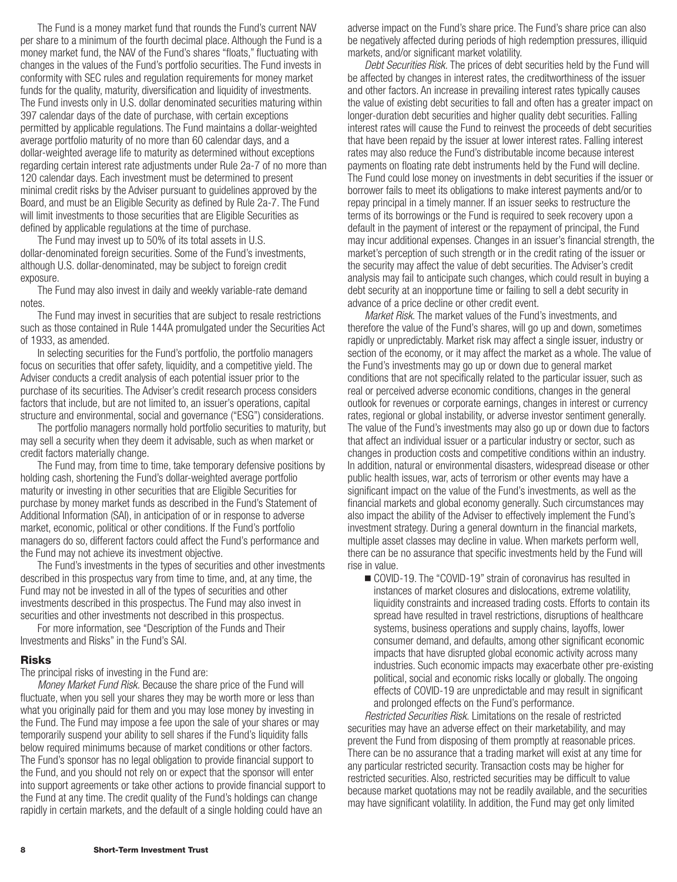The Fund is a money market fund that rounds the Fund's current NAV per share to a minimum of the fourth decimal place. Although the Fund is a money market fund, the NAV of the Fund's shares "floats," fluctuating with changes in the values of the Fund's portfolio securities. The Fund invests in conformity with SEC rules and regulation requirements for money market funds for the quality, maturity, diversification and liquidity of investments. The Fund invests only in U.S. dollar denominated securities maturing within 397 calendar days of the date of purchase, with certain exceptions permitted by applicable regulations. The Fund maintains a dollar-weighted average portfolio maturity of no more than 60 calendar days, and a dollar-weighted average life to maturity as determined without exceptions regarding certain interest rate adjustments under Rule 2a-7 of no more than 120 calendar days. Each investment must be determined to present minimal credit risks by the Adviser pursuant to guidelines approved by the Board, and must be an Eligible Security as defined by Rule 2a-7. The Fund will limit investments to those securities that are Eligible Securities as defined by applicable regulations at the time of purchase.

The Fund may invest up to 50% of its total assets in U.S. dollar-denominated foreign securities. Some of the Fund's investments, although U.S. dollar-denominated, may be subject to foreign credit exposure.

The Fund may also invest in daily and weekly variable-rate demand notes.

The Fund may invest in securities that are subject to resale restrictions such as those contained in Rule 144A promulgated under the Securities Act of 1933, as amended.

In selecting securities for the Fund's portfolio, the portfolio managers focus on securities that offer safety, liquidity, and a competitive yield. The Adviser conducts a credit analysis of each potential issuer prior to the purchase of its securities. The Adviser's credit research process considers factors that include, but are not limited to, an issuer's operations, capital structure and environmental, social and governance ("ESG") considerations.

The portfolio managers normally hold portfolio securities to maturity, but may sell a security when they deem it advisable, such as when market or credit factors materially change.

The Fund may, from time to time, take temporary defensive positions by holding cash, shortening the Fund's dollar-weighted average portfolio maturity or investing in other securities that are Eligible Securities for purchase by money market funds as described in the Fund's Statement of Additional Information (SAI), in anticipation of or in response to adverse market, economic, political or other conditions. If the Fund's portfolio managers do so, different factors could affect the Fund's performance and the Fund may not achieve its investment objective.

The Fund's investments in the types of securities and other investments described in this prospectus vary from time to time, and, at any time, the Fund may not be invested in all of the types of securities and other investments described in this prospectus. The Fund may also invest in securities and other investments not described in this prospectus.

For more information, see "Description of the Funds and Their Investments and Risks" in the Fund's SAI.

## Risks

The principal risks of investing in the Fund are:

*Money Market Fund Risk.* Because the share price of the Fund will fluctuate, when you sell your shares they may be worth more or less than what you originally paid for them and you may lose money by investing in the Fund. The Fund may impose a fee upon the sale of your shares or may temporarily suspend your ability to sell shares if the Fund's liquidity falls below required minimums because of market conditions or other factors. The Fund's sponsor has no legal obligation to provide financial support to the Fund, and you should not rely on or expect that the sponsor will enter into support agreements or take other actions to provide financial support to the Fund at any time. The credit quality of the Fund's holdings can change rapidly in certain markets, and the default of a single holding could have an adverse impact on the Fund's share price. The Fund's share price can also be negatively affected during periods of high redemption pressures, illiquid markets, and/or significant market volatility.

*Debt Securities Risk.* The prices of debt securities held by the Fund will be affected by changes in interest rates, the creditworthiness of the issuer and other factors. An increase in prevailing interest rates typically causes the value of existing debt securities to fall and often has a greater impact on longer-duration debt securities and higher quality debt securities. Falling interest rates will cause the Fund to reinvest the proceeds of debt securities that have been repaid by the issuer at lower interest rates. Falling interest rates may also reduce the Fund's distributable income because interest payments on floating rate debt instruments held by the Fund will decline. The Fund could lose money on investments in debt securities if the issuer or borrower fails to meet its obligations to make interest payments and/or to repay principal in a timely manner. If an issuer seeks to restructure the terms of its borrowings or the Fund is required to seek recovery upon a default in the payment of interest or the repayment of principal, the Fund may incur additional expenses. Changes in an issuer's financial strength, the market's perception of such strength or in the credit rating of the issuer or the security may affect the value of debt securities. The Adviser's credit analysis may fail to anticipate such changes, which could result in buying a debt security at an inopportune time or failing to sell a debt security in advance of a price decline or other credit event.

*Market Risk.* The market values of the Fund's investments, and therefore the value of the Fund's shares, will go up and down, sometimes rapidly or unpredictably. Market risk may affect a single issuer, industry or section of the economy, or it may affect the market as a whole. The value of the Fund's investments may go up or down due to general market conditions that are not specifically related to the particular issuer, such as real or perceived adverse economic conditions, changes in the general outlook for revenues or corporate earnings, changes in interest or currency rates, regional or global instability, or adverse investor sentiment generally. The value of the Fund's investments may also go up or down due to factors that affect an individual issuer or a particular industry or sector, such as changes in production costs and competitive conditions within an industry. In addition, natural or environmental disasters, widespread disease or other public health issues, war, acts of terrorism or other events may have a significant impact on the value of the Fund's investments, as well as the financial markets and global economy generally. Such circumstances may also impact the ability of the Adviser to effectively implement the Fund's investment strategy. During a general downturn in the financial markets, multiple asset classes may decline in value. When markets perform well, there can be no assurance that specific investments held by the Fund will rise in value.

- COVID-19. The "COVID-19" strain of coronavirus has resulted in instances of market closures and dislocations, extreme volatility, liquidity constraints and increased trading costs. Efforts to contain its spread have resulted in travel restrictions, disruptions of healthcare systems, business operations and supply chains, layoffs, lower consumer demand, and defaults, among other significant economic impacts that have disrupted global economic activity across many industries. Such economic impacts may exacerbate other pre-existing political, social and economic risks locally or globally. The ongoing effects of COVID-19 are unpredictable and may result in significant and prolonged effects on the Fund's performance.

*Restricted Securities Risk.* Limitations on the resale of restricted securities may have an adverse effect on their marketability, and may prevent the Fund from disposing of them promptly at reasonable prices. There can be no assurance that a trading market will exist at any time for any particular restricted security. Transaction costs may be higher for restricted securities. Also, restricted securities may be difficult to value because market quotations may not be readily available, and the securities may have significant volatility. In addition, the Fund may get only limited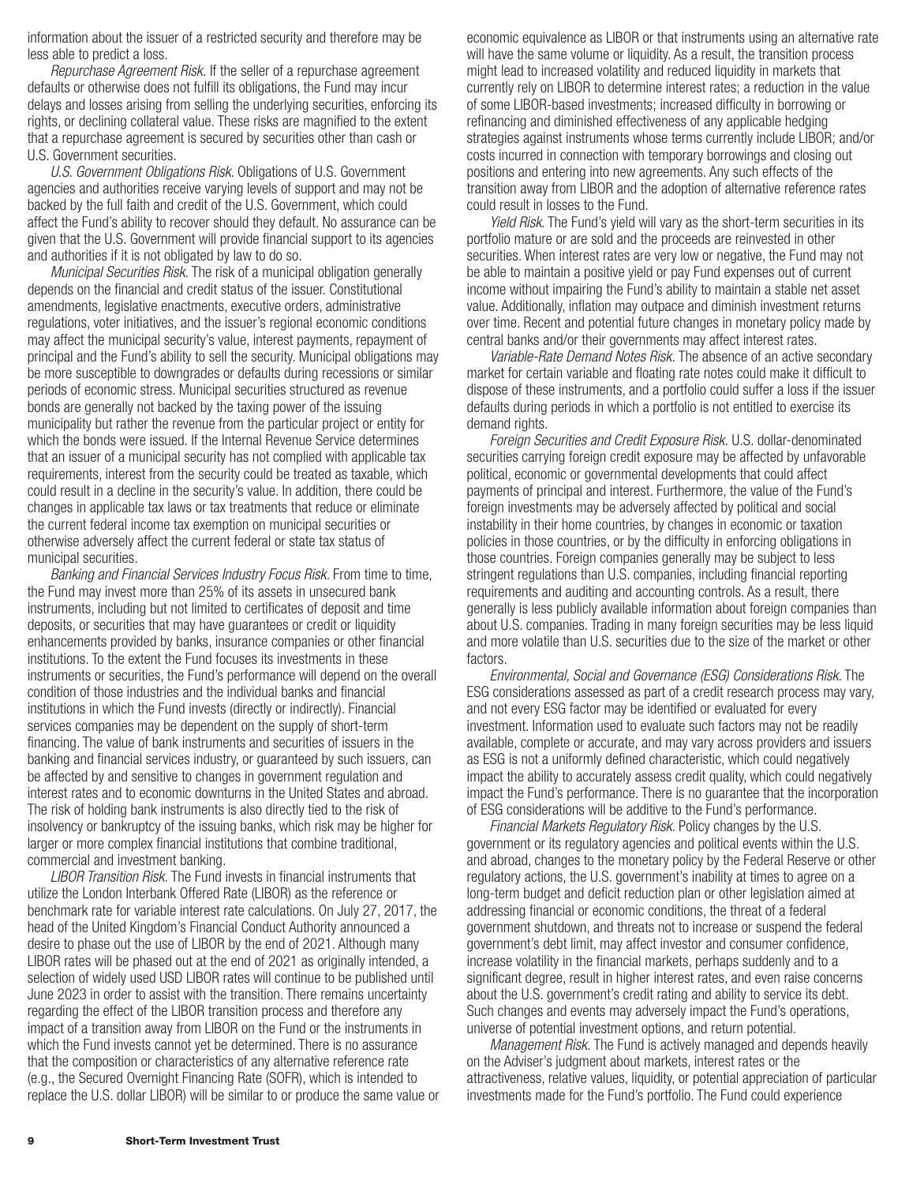information about the issuer of a restricted security and therefore may be less able to predict a loss.

*Repurchase Agreement Risk.* If the seller of a repurchase agreement defaults or otherwise does not fulfill its obligations, the Fund may incur delays and losses arising from selling the underlying securities, enforcing its rights, or declining collateral value. These risks are magnified to the extent that a repurchase agreement is secured by securities other than cash or U.S. Government securities.

*U.S. Government Obligations Risk.* Obligations of U.S. Government agencies and authorities receive varying levels of support and may not be backed by the full faith and credit of the U.S. Government, which could affect the Fund's ability to recover should they default. No assurance can be given that the U.S. Government will provide financial support to its agencies and authorities if it is not obligated by law to do so.

*Municipal Securities Risk.* The risk of a municipal obligation generally depends on the financial and credit status of the issuer. Constitutional amendments, legislative enactments, executive orders, administrative regulations, voter initiatives, and the issuer's regional economic conditions may affect the municipal security's value, interest payments, repayment of principal and the Fund's ability to sell the security. Municipal obligations may be more susceptible to downgrades or defaults during recessions or similar periods of economic stress. Municipal securities structured as revenue bonds are generally not backed by the taxing power of the issuing municipality but rather the revenue from the particular project or entity for which the bonds were issued. If the Internal Revenue Service determines that an issuer of a municipal security has not complied with applicable tax requirements, interest from the security could be treated as taxable, which could result in a decline in the security's value. In addition, there could be changes in applicable tax laws or tax treatments that reduce or eliminate the current federal income tax exemption on municipal securities or otherwise adversely affect the current federal or state tax status of municipal securities.

*Banking and Financial Services Industry Focus Risk.* From time to time, the Fund may invest more than 25% of its assets in unsecured bank instruments, including but not limited to certificates of deposit and time deposits, or securities that may have guarantees or credit or liquidity enhancements provided by banks, insurance companies or other financial institutions. To the extent the Fund focuses its investments in these instruments or securities, the Fund's performance will depend on the overall condition of those industries and the individual banks and financial institutions in which the Fund invests (directly or indirectly). Financial services companies may be dependent on the supply of short-term financing. The value of bank instruments and securities of issuers in the banking and financial services industry, or guaranteed by such issuers, can be affected by and sensitive to changes in government regulation and interest rates and to economic downturns in the United States and abroad. The risk of holding bank instruments is also directly tied to the risk of insolvency or bankruptcy of the issuing banks, which risk may be higher for larger or more complex financial institutions that combine traditional, commercial and investment banking.

*LIBOR Transition Risk.* The Fund invests in financial instruments that utilize the London Interbank Offered Rate (LIBOR) as the reference or benchmark rate for variable interest rate calculations. On July 27, 2017, the head of the United Kingdom's Financial Conduct Authority announced a desire to phase out the use of LIBOR by the end of 2021. Although many LIBOR rates will be phased out at the end of 2021 as originally intended, a selection of widely used USD LIBOR rates will continue to be published until June 2023 in order to assist with the transition. There remains uncertainty regarding the effect of the LIBOR transition process and therefore any impact of a transition away from LIBOR on the Fund or the instruments in which the Fund invests cannot yet be determined. There is no assurance that the composition or characteristics of any alternative reference rate (e.g., the Secured Overnight Financing Rate (SOFR), which is intended to replace the U.S. dollar LIBOR) will be similar to or produce the same value or economic equivalence as LIBOR or that instruments using an alternative rate will have the same volume or liquidity. As a result, the transition process might lead to increased volatility and reduced liquidity in markets that currently rely on LIBOR to determine interest rates; a reduction in the value of some LIBOR-based investments; increased difficulty in borrowing or refinancing and diminished effectiveness of any applicable hedging strategies against instruments whose terms currently include LIBOR; and/or costs incurred in connection with temporary borrowings and closing out positions and entering into new agreements. Any such effects of the transition away from LIBOR and the adoption of alternative reference rates could result in losses to the Fund.

*Yield Risk.* The Fund's yield will vary as the short-term securities in its portfolio mature or are sold and the proceeds are reinvested in other securities. When interest rates are very low or negative, the Fund may not be able to maintain a positive yield or pay Fund expenses out of current income without impairing the Fund's ability to maintain a stable net asset value. Additionally, inflation may outpace and diminish investment returns over time. Recent and potential future changes in monetary policy made by central banks and/or their governments may affect interest rates.

*Variable-Rate Demand Notes Risk.* The absence of an active secondary market for certain variable and floating rate notes could make it difficult to dispose of these instruments, and a portfolio could suffer a loss if the issuer defaults during periods in which a portfolio is not entitled to exercise its demand rights.

*Foreign Securities and Credit Exposure Risk.* U.S. dollar-denominated securities carrying foreign credit exposure may be affected by unfavorable political, economic or governmental developments that could affect payments of principal and interest. Furthermore, the value of the Fund's foreign investments may be adversely affected by political and social instability in their home countries, by changes in economic or taxation policies in those countries, or by the difficulty in enforcing obligations in those countries. Foreign companies generally may be subject to less stringent regulations than U.S. companies, including financial reporting requirements and auditing and accounting controls. As a result, there generally is less publicly available information about foreign companies than about U.S. companies. Trading in many foreign securities may be less liquid and more volatile than U.S. securities due to the size of the market or other factors.

*Environmental, Social and Governance (ESG) Considerations Risk.* The ESG considerations assessed as part of a credit research process may vary, and not every ESG factor may be identified or evaluated for every investment. Information used to evaluate such factors may not be readily available, complete or accurate, and may vary across providers and issuers as ESG is not a uniformly defined characteristic, which could negatively impact the ability to accurately assess credit quality, which could negatively impact the Fund's performance. There is no guarantee that the incorporation of ESG considerations will be additive to the Fund's performance.

*Financial Markets Regulatory Risk.* Policy changes by the U.S. government or its regulatory agencies and political events within the U.S. and abroad, changes to the monetary policy by the Federal Reserve or other regulatory actions, the U.S. government's inability at times to agree on a long-term budget and deficit reduction plan or other legislation aimed at addressing financial or economic conditions, the threat of a federal government shutdown, and threats not to increase or suspend the federal government's debt limit, may affect investor and consumer confidence, increase volatility in the financial markets, perhaps suddenly and to a significant degree, result in higher interest rates, and even raise concerns about the U.S. government's credit rating and ability to service its debt. Such changes and events may adversely impact the Fund's operations, universe of potential investment options, and return potential.

*Management Risk.* The Fund is actively managed and depends heavily on the Adviser's judgment about markets, interest rates or the attractiveness, relative values, liquidity, or potential appreciation of particular investments made for the Fund's portfolio. The Fund could experience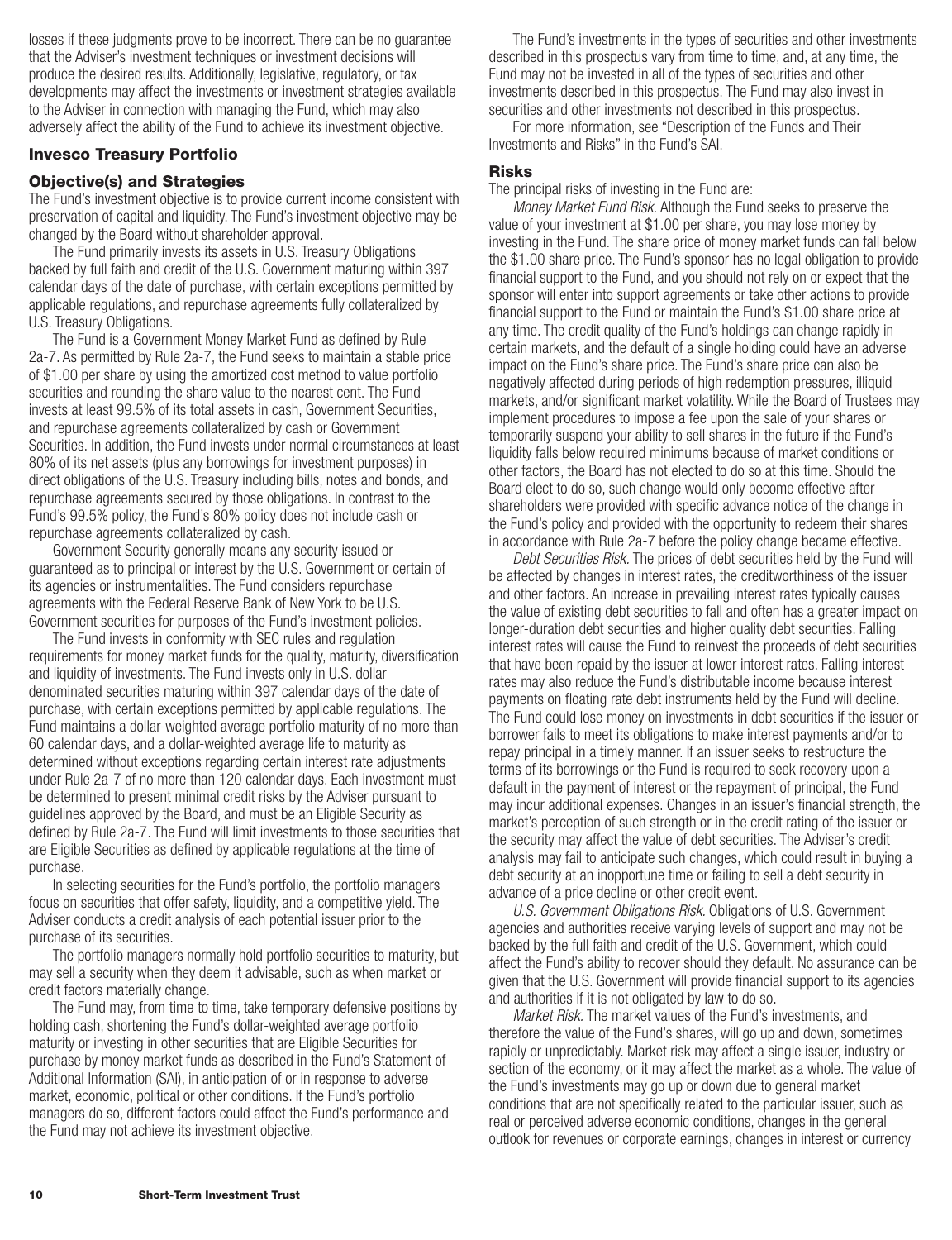losses if these judgments prove to be incorrect. There can be no guarantee that the Adviser's investment techniques or investment decisions will produce the desired results. Additionally, legislative, regulatory, or tax developments may affect the investments or investment strategies available to the Adviser in connection with managing the Fund, which may also adversely affect the ability of the Fund to achieve its investment objective.

## Invesco Treasury Portfolio

### Objective(s) and Strategies

The Fund's investment objective is to provide current income consistent with preservation of capital and liquidity. The Fund's investment objective may be changed by the Board without shareholder approval.

The Fund primarily invests its assets in U.S. Treasury Obligations backed by full faith and credit of the U.S. Government maturing within 397 calendar days of the date of purchase, with certain exceptions permitted by applicable regulations, and repurchase agreements fully collateralized by U.S. Treasury Obligations.

The Fund is a Government Money Market Fund as defined by Rule 2a-7. As permitted by Rule 2a-7, the Fund seeks to maintain a stable price of $1.00 per share by using the amortized cost method to value portfolio securities and rounding the share value to the nearest cent. The Fund invests at least 99.5% of its total assets in cash, Government Securities, and repurchase agreements collateralized by cash or Government Securities. In addition, the Fund invests under normal circumstances at least 80% of its net assets (plus any borrowings for investment purposes) in direct obligations of the U.S. Treasury including bills, notes and bonds, and repurchase agreements secured by those obligations. In contrast to the Fund's 99.5% policy, the Fund's 80% policy does not include cash or repurchase agreements collateralized by cash.

Government Security generally means any security issued or guaranteed as to principal or interest by the U.S. Government or certain of its agencies or instrumentalities. The Fund considers repurchase agreements with the Federal Reserve Bank of New York to be U.S. Government securities for purposes of the Fund's investment policies.

The Fund invests in conformity with SEC rules and regulation requirements for money market funds for the quality, maturity, diversification and liquidity of investments. The Fund invests only in U.S. dollar denominated securities maturing within 397 calendar days of the date of purchase, with certain exceptions permitted by applicable regulations. The Fund maintains a dollar-weighted average portfolio maturity of no more than 60 calendar days, and a dollar-weighted average life to maturity as determined without exceptions regarding certain interest rate adjustments under Rule 2a-7 of no more than 120 calendar days. Each investment must be determined to present minimal credit risks by the Adviser pursuant to guidelines approved by the Board, and must be an Eligible Security as defined by Rule 2a-7. The Fund will limit investments to those securities that are Eligible Securities as defined by applicable regulations at the time of purchase.

In selecting securities for the Fund's portfolio, the portfolio managers focus on securities that offer safety, liquidity, and a competitive yield. The Adviser conducts a credit analysis of each potential issuer prior to the purchase of its securities.

The portfolio managers normally hold portfolio securities to maturity, but may sell a security when they deem it advisable, such as when market or credit factors materially change.

The Fund may, from time to time, take temporary defensive positions by holding cash, shortening the Fund's dollar-weighted average portfolio maturity or investing in other securities that are Eligible Securities for purchase by money market funds as described in the Fund's Statement of Additional Information (SAI), in anticipation of or in response to adverse market, economic, political or other conditions. If the Fund's portfolio managers do so, different factors could affect the Fund's performance and the Fund may not achieve its investment objective.

The Fund's investments in the types of securities and other investments described in this prospectus vary from time to time, and, at any time, the Fund may not be invested in all of the types of securities and other investments described in this prospectus. The Fund may also invest in securities and other investments not described in this prospectus.

For more information, see "Description of the Funds and Their Investments and Risks" in the Fund's SAI.

### Risks

The principal risks of investing in the Fund are:

*Money Market Fund Risk.* Although the Fund seeks to preserve the value of your investment at $1.00 per share, you may lose money by investing in the Fund. The share price of money market funds can fall below the $1.00 share price. The Fund's sponsor has no legal obligation to provide financial support to the Fund, and you should not rely on or expect that the sponsor will enter into support agreements or take other actions to provide financial support to the Fund or maintain the Fund's $1.00 share price at any time. The credit quality of the Fund's holdings can change rapidly in certain markets, and the default of a single holding could have an adverse impact on the Fund's share price. The Fund's share price can also be negatively affected during periods of high redemption pressures, illiquid markets, and/or significant market volatility. While the Board of Trustees may implement procedures to impose a fee upon the sale of your shares or temporarily suspend your ability to sell shares in the future if the Fund's liquidity falls below required minimums because of market conditions or other factors, the Board has not elected to do so at this time. Should the Board elect to do so, such change would only become effective after shareholders were provided with specific advance notice of the change in the Fund's policy and provided with the opportunity to redeem their shares in accordance with Rule 2a-7 before the policy change became effective.

*Debt Securities Risk.* The prices of debt securities held by the Fund will be affected by changes in interest rates, the creditworthiness of the issuer and other factors. An increase in prevailing interest rates typically causes the value of existing debt securities to fall and often has a greater impact on longer-duration debt securities and higher quality debt securities. Falling interest rates will cause the Fund to reinvest the proceeds of debt securities that have been repaid by the issuer at lower interest rates. Falling interest rates may also reduce the Fund's distributable income because interest payments on floating rate debt instruments held by the Fund will decline. The Fund could lose money on investments in debt securities if the issuer or borrower fails to meet its obligations to make interest payments and/or to repay principal in a timely manner. If an issuer seeks to restructure the terms of its borrowings or the Fund is required to seek recovery upon a default in the payment of interest or the repayment of principal, the Fund may incur additional expenses. Changes in an issuer's financial strength, the market's perception of such strength or in the credit rating of the issuer or the security may affect the value of debt securities. The Adviser's credit analysis may fail to anticipate such changes, which could result in buying a debt security at an inopportune time or failing to sell a debt security in advance of a price decline or other credit event.

*U.S. Government Obligations Risk.* Obligations of U.S. Government agencies and authorities receive varying levels of support and may not be backed by the full faith and credit of the U.S. Government, which could affect the Fund's ability to recover should they default. No assurance can be given that the U.S. Government will provide financial support to its agencies and authorities if it is not obligated by law to do so.

*Market Risk.* The market values of the Fund's investments, and therefore the value of the Fund's shares, will go up and down, sometimes rapidly or unpredictably. Market risk may affect a single issuer, industry or section of the economy, or it may affect the market as a whole. The value of the Fund's investments may go up or down due to general market conditions that are not specifically related to the particular issuer, such as real or perceived adverse economic conditions, changes in the general outlook for revenues or corporate earnings, changes in interest or currency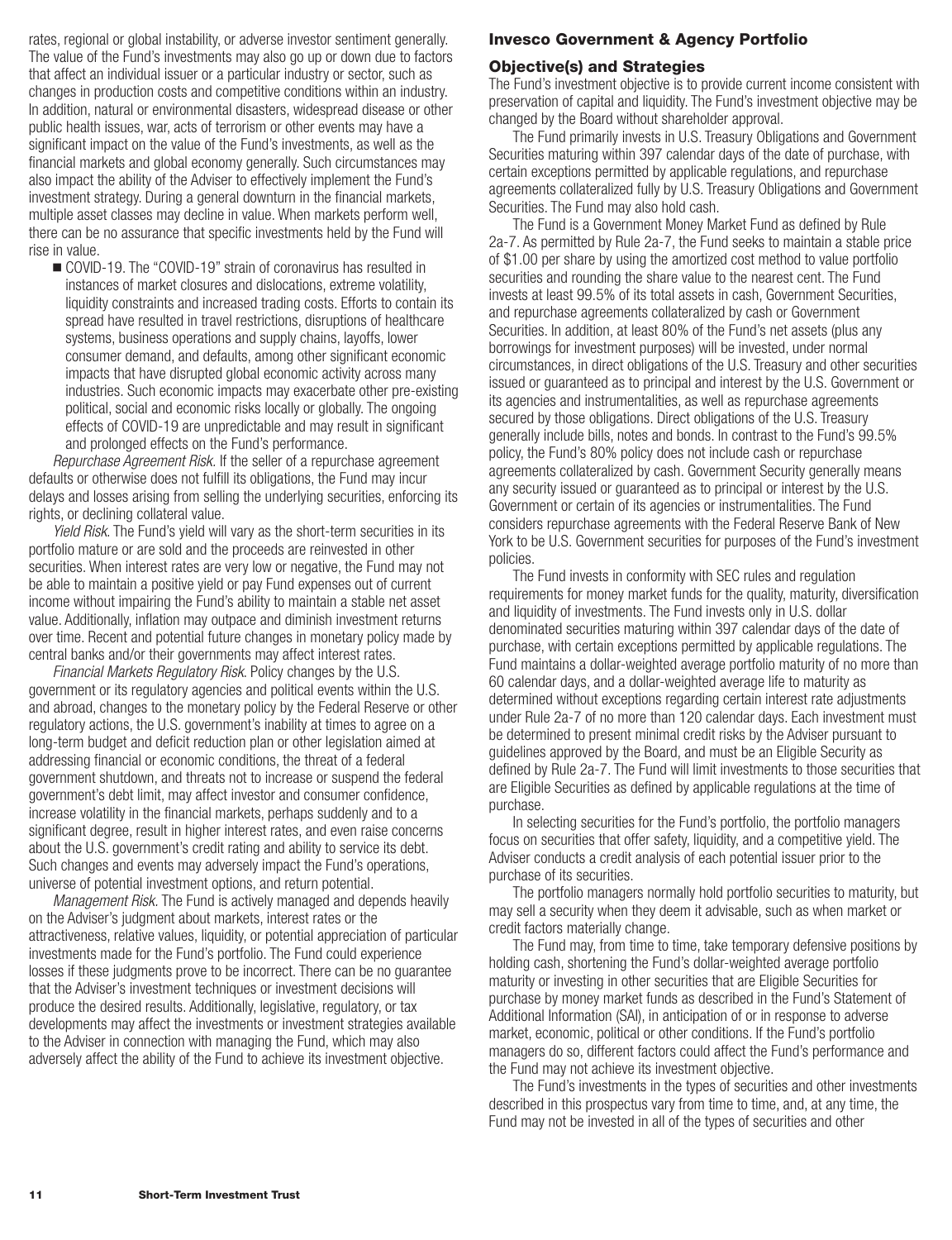rates, regional or global instability, or adverse investor sentiment generally. The value of the Fund's investments may also go up or down due to factors that affect an individual issuer or a particular industry or sector, such as changes in production costs and competitive conditions within an industry. In addition, natural or environmental disasters, widespread disease or other public health issues, war, acts of terrorism or other events may have a significant impact on the value of the Fund's investments, as well as the financial markets and global economy generally. Such circumstances may also impact the ability of the Adviser to effectively implement the Fund's investment strategy. During a general downturn in the financial markets, multiple asset classes may decline in value. When markets perform well, there can be no assurance that specific investments held by the Fund will rise in value.

- COVID-19. The "COVID-19" strain of coronavirus has resulted in instances of market closures and dislocations, extreme volatility, liquidity constraints and increased trading costs. Efforts to contain its spread have resulted in travel restrictions, disruptions of healthcare systems, business operations and supply chains, layoffs, lower consumer demand, and defaults, among other significant economic impacts that have disrupted global economic activity across many industries. Such economic impacts may exacerbate other pre-existing political, social and economic risks locally or globally. The ongoing effects of COVID-19 are unpredictable and may result in significant and prolonged effects on the Fund's performance.

*Repurchase Agreement Risk.* If the seller of a repurchase agreement defaults or otherwise does not fulfill its obligations, the Fund may incur delays and losses arising from selling the underlying securities, enforcing its rights, or declining collateral value.

*Yield Risk*. The Fund's yield will vary as the short-term securities in its portfolio mature or are sold and the proceeds are reinvested in other securities. When interest rates are very low or negative, the Fund may not be able to maintain a positive yield or pay Fund expenses out of current income without impairing the Fund's ability to maintain a stable net asset value. Additionally, inflation may outpace and diminish investment returns over time. Recent and potential future changes in monetary policy made by central banks and/or their governments may affect interest rates.

*Financial Markets Regulatory Risk*. Policy changes by the U.S. government or its regulatory agencies and political events within the U.S. and abroad, changes to the monetary policy by the Federal Reserve or other regulatory actions, the U.S. government's inability at times to agree on a long-term budget and deficit reduction plan or other legislation aimed at addressing financial or economic conditions, the threat of a federal government shutdown, and threats not to increase or suspend the federal government's debt limit, may affect investor and consumer confidence, increase volatility in the financial markets, perhaps suddenly and to a significant degree, result in higher interest rates, and even raise concerns about the U.S. government's credit rating and ability to service its debt. Such changes and events may adversely impact the Fund's operations, universe of potential investment options, and return potential.

*Management Risk.* The Fund is actively managed and depends heavily on the Adviser's judgment about markets, interest rates or the attractiveness, relative values, liquidity, or potential appreciation of particular investments made for the Fund's portfolio. The Fund could experience losses if these judgments prove to be incorrect. There can be no guarantee that the Adviser's investment techniques or investment decisions will produce the desired results. Additionally, legislative, regulatory, or tax developments may affect the investments or investment strategies available to the Adviser in connection with managing the Fund, which may also adversely affect the ability of the Fund to achieve its investment objective.

## Invesco Government & Agency Portfolio

### Objective(s) and Strategies

The Fund's investment objective is to provide current income consistent with preservation of capital and liquidity. The Fund's investment objective may be changed by the Board without shareholder approval.

The Fund primarily invests in U.S. Treasury Obligations and Government Securities maturing within 397 calendar days of the date of purchase, with certain exceptions permitted by applicable regulations, and repurchase agreements collateralized fully by U.S. Treasury Obligations and Government Securities. The Fund may also hold cash.

The Fund is a Government Money Market Fund as defined by Rule 2a-7. As permitted by Rule 2a-7, the Fund seeks to maintain a stable price of $1.00 per share by using the amortized cost method to value portfolio securities and rounding the share value to the nearest cent. The Fund invests at least 99.5% of its total assets in cash, Government Securities, and repurchase agreements collateralized by cash or Government Securities. In addition, at least 80% of the Fund's net assets (plus any borrowings for investment purposes) will be invested, under normal circumstances, in direct obligations of the U.S. Treasury and other securities issued or guaranteed as to principal and interest by the U.S. Government or its agencies and instrumentalities, as well as repurchase agreements secured by those obligations. Direct obligations of the U.S. Treasury generally include bills, notes and bonds. In contrast to the Fund's 99.5% policy, the Fund's 80% policy does not include cash or repurchase agreements collateralized by cash. Government Security generally means any security issued or guaranteed as to principal or interest by the U.S. Government or certain of its agencies or instrumentalities. The Fund considers repurchase agreements with the Federal Reserve Bank of New York to be U.S. Government securities for purposes of the Fund's investment policies.

The Fund invests in conformity with SEC rules and regulation requirements for money market funds for the quality, maturity, diversification and liquidity of investments. The Fund invests only in U.S. dollar denominated securities maturing within 397 calendar days of the date of purchase, with certain exceptions permitted by applicable regulations. The Fund maintains a dollar-weighted average portfolio maturity of no more than 60 calendar days, and a dollar-weighted average life to maturity as determined without exceptions regarding certain interest rate adjustments under Rule 2a-7 of no more than 120 calendar days. Each investment must be determined to present minimal credit risks by the Adviser pursuant to guidelines approved by the Board, and must be an Eligible Security as defined by Rule 2a-7. The Fund will limit investments to those securities that are Eligible Securities as defined by applicable regulations at the time of purchase.

In selecting securities for the Fund's portfolio, the portfolio managers focus on securities that offer safety, liquidity, and a competitive yield. The Adviser conducts a credit analysis of each potential issuer prior to the purchase of its securities.

The portfolio managers normally hold portfolio securities to maturity, but may sell a security when they deem it advisable, such as when market or credit factors materially change.

The Fund may, from time to time, take temporary defensive positions by holding cash, shortening the Fund's dollar-weighted average portfolio maturity or investing in other securities that are Eligible Securities for purchase by money market funds as described in the Fund's Statement of Additional Information (SAI), in anticipation of or in response to adverse market, economic, political or other conditions. If the Fund's portfolio managers do so, different factors could affect the Fund's performance and the Fund may not achieve its investment objective.

The Fund's investments in the types of securities and other investments described in this prospectus vary from time to time, and, at any time, the Fund may not be invested in all of the types of securities and other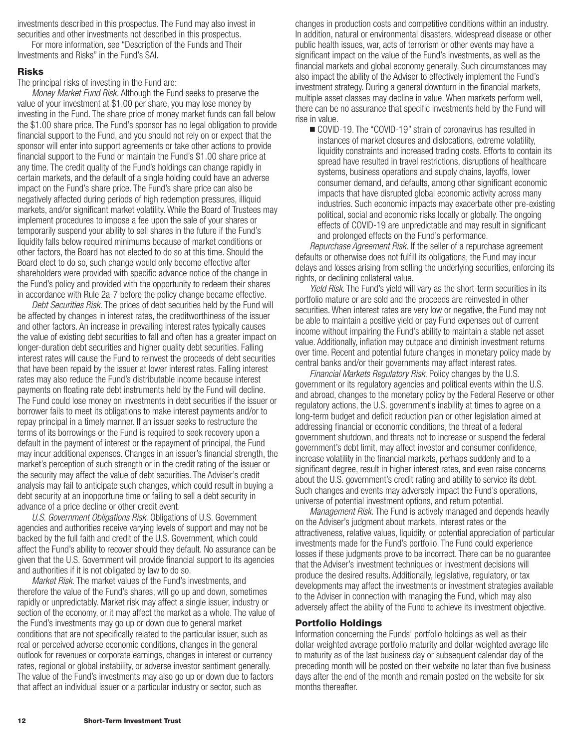investments described in this prospectus. The Fund may also invest in securities and other investments not described in this prospectus.

For more information, see "Description of the Funds and Their Investments and Risks" in the Fund's SAI.

## Risks

The principal risks of investing in the Fund are:

*Money Market Fund Risk.* Although the Fund seeks to preserve the value of your investment at $1.00 per share, you may lose money by investing in the Fund. The share price of money market funds can fall below the $1.00 share price. The Fund's sponsor has no legal obligation to provide financial support to the Fund, and you should not rely on or expect that the sponsor will enter into support agreements or take other actions to provide financial support to the Fund or maintain the Fund's $1.00 share price at any time. The credit quality of the Fund's holdings can change rapidly in certain markets, and the default of a single holding could have an adverse impact on the Fund's share price. The Fund's share price can also be negatively affected during periods of high redemption pressures, illiquid markets, and/or significant market volatility. While the Board of Trustees may implement procedures to impose a fee upon the sale of your shares or temporarily suspend your ability to sell shares in the future if the Fund's liquidity falls below required minimums because of market conditions or other factors, the Board has not elected to do so at this time. Should the Board elect to do so, such change would only become effective after shareholders were provided with specific advance notice of the change in the Fund's policy and provided with the opportunity to redeem their shares in accordance with Rule 2a-7 before the policy change became effective.

*Debt Securities Risk.* The prices of debt securities held by the Fund will be affected by changes in interest rates, the creditworthiness of the issuer and other factors. An increase in prevailing interest rates typically causes the value of existing debt securities to fall and often has a greater impact on longer-duration debt securities and higher quality debt securities. Falling interest rates will cause the Fund to reinvest the proceeds of debt securities that have been repaid by the issuer at lower interest rates. Falling interest rates may also reduce the Fund's distributable income because interest payments on floating rate debt instruments held by the Fund will decline. The Fund could lose money on investments in debt securities if the issuer or borrower fails to meet its obligations to make interest payments and/or to repay principal in a timely manner. If an issuer seeks to restructure the terms of its borrowings or the Fund is required to seek recovery upon a default in the payment of interest or the repayment of principal, the Fund may incur additional expenses. Changes in an issuer's financial strength, the market's perception of such strength or in the credit rating of the issuer or the security may affect the value of debt securities. The Adviser's credit analysis may fail to anticipate such changes, which could result in buying a debt security at an inopportune time or failing to sell a debt security in advance of a price decline or other credit event.

*U.S. Government Obligations Risk.* Obligations of U.S. Government agencies and authorities receive varying levels of support and may not be backed by the full faith and credit of the U.S. Government, which could affect the Fund's ability to recover should they default. No assurance can be given that the U.S. Government will provide financial support to its agencies and authorities if it is not obligated by law to do so.

*Market Risk.* The market values of the Fund's investments, and therefore the value of the Fund's shares, will go up and down, sometimes rapidly or unpredictably. Market risk may affect a single issuer, industry or section of the economy, or it may affect the market as a whole. The value of the Fund's investments may go up or down due to general market conditions that are not specifically related to the particular issuer, such as real or perceived adverse economic conditions, changes in the general outlook for revenues or corporate earnings, changes in interest or currency rates, regional or global instability, or adverse investor sentiment generally. The value of the Fund's investments may also go up or down due to factors that affect an individual issuer or a particular industry or sector, such as changes in production costs and competitive conditions within an industry. In addition, natural or environmental disasters, widespread disease or other public health issues, war, acts of terrorism or other events may have a significant impact on the value of the Fund's investments, as well as the financial markets and global economy generally. Such circumstances may also impact the ability of the Adviser to effectively implement the Fund's investment strategy. During a general downturn in the financial markets, multiple asset classes may decline in value. When markets perform well, there can be no assurance that specific investments held by the Fund will rise in value.

- COVID-19. The "COVID-19" strain of coronavirus has resulted in instances of market closures and dislocations, extreme volatility, liquidity constraints and increased trading costs. Efforts to contain its spread have resulted in travel restrictions, disruptions of healthcare systems, business operations and supply chains, layoffs, lower consumer demand, and defaults, among other significant economic impacts that have disrupted global economic activity across many industries. Such economic impacts may exacerbate other pre-existing political, social and economic risks locally or globally. The ongoing effects of COVID-19 are unpredictable and may result in significant and prolonged effects on the Fund's performance.

*Repurchase Agreement Risk.* If the seller of a repurchase agreement defaults or otherwise does not fulfill its obligations, the Fund may incur delays and losses arising from selling the underlying securities, enforcing its rights, or declining collateral value.

*Yield Risk.* The Fund's yield will vary as the short-term securities in its portfolio mature or are sold and the proceeds are reinvested in other securities. When interest rates are very low or negative, the Fund may not be able to maintain a positive yield or pay Fund expenses out of current income without impairing the Fund's ability to maintain a stable net asset value. Additionally, inflation may outpace and diminish investment returns over time. Recent and potential future changes in monetary policy made by central banks and/or their governments may affect interest rates.

*Financial Markets Regulatory Risk.* Policy changes by the U.S. government or its regulatory agencies and political events within the U.S. and abroad, changes to the monetary policy by the Federal Reserve or other regulatory actions, the U.S. government's inability at times to agree on a long-term budget and deficit reduction plan or other legislation aimed at addressing financial or economic conditions, the threat of a federal government shutdown, and threats not to increase or suspend the federal government's debt limit, may affect investor and consumer confidence, increase volatility in the financial markets, perhaps suddenly and to a significant degree, result in higher interest rates, and even raise concerns about the U.S. government's credit rating and ability to service its debt. Such changes and events may adversely impact the Fund's operations, universe of potential investment options, and return potential.

*Management Risk.* The Fund is actively managed and depends heavily on the Adviser's judgment about markets, interest rates or the attractiveness, relative values, liquidity, or potential appreciation of particular investments made for the Fund's portfolio. The Fund could experience losses if these judgments prove to be incorrect. There can be no guarantee that the Adviser's investment techniques or investment decisions will produce the desired results. Additionally, legislative, regulatory, or tax developments may affect the investments or investment strategies available to the Adviser in connection with managing the Fund, which may also adversely affect the ability of the Fund to achieve its investment objective.

## Portfolio Holdings

Information concerning the Funds' portfolio holdings as well as their dollar-weighted average portfolio maturity and dollar-weighted average life to maturity as of the last business day or subsequent calendar day of the preceding month will be posted on their website no later than five business days after the end of the month and remain posted on the website for six months thereafter.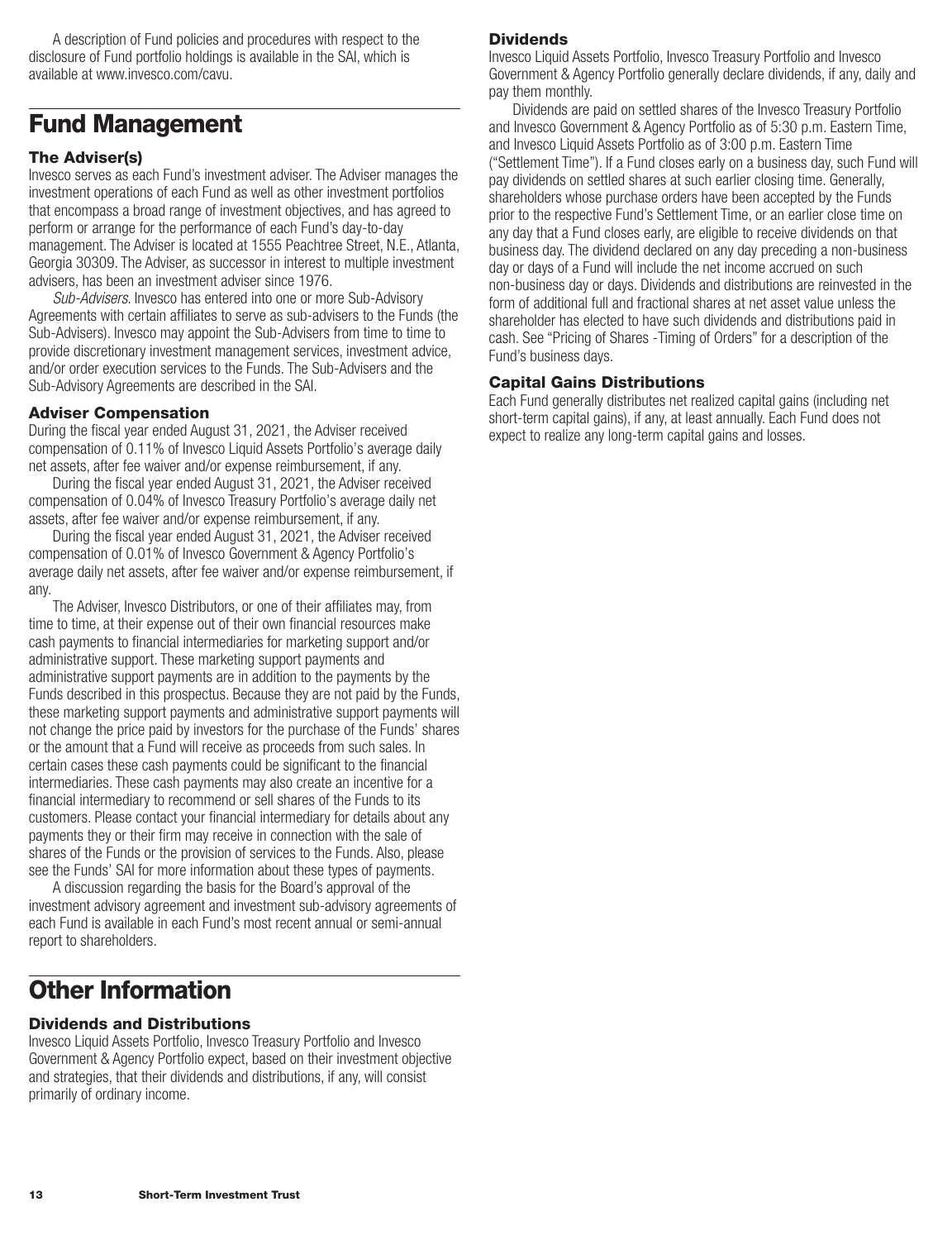A description of Fund policies and procedures with respect to the disclosure of Fund portfolio holdings is available in the SAI, which is available at www.invesco.com/cavu.

## Fund Management

### The Adviser(s)

Invesco serves as each Fund's investment adviser. The Adviser manages the investment operations of each Fund as well as other investment portfolios that encompass a broad range of investment objectives, and has agreed to perform or arrange for the performance of each Fund's day-to-day management. The Adviser is located at 1555 Peachtree Street, N.E., Atlanta, Georgia 30309. The Adviser, as successor in interest to multiple investment advisers, has been an investment adviser since 1976.

*Sub-Advisers*. Invesco has entered into one or more Sub-Advisory Agreements with certain affiliates to serve as sub-advisers to the Funds (the Sub-Advisers). Invesco may appoint the Sub-Advisers from time to time to provide discretionary investment management services, investment advice, and/or order execution services to the Funds. The Sub-Advisers and the Sub-Advisory Agreements are described in the SAI.

### Adviser Compensation

During the fiscal year ended August 31, 2021, the Adviser received compensation of 0.11% of Invesco Liquid Assets Portfolio's average daily net assets, after fee waiver and/or expense reimbursement, if any.

During the fiscal year ended August 31, 2021, the Adviser received compensation of 0.04% of Invesco Treasury Portfolio's average daily net assets, after fee waiver and/or expense reimbursement, if any.

During the fiscal year ended August 31, 2021, the Adviser received compensation of 0.01% of Invesco Government & Agency Portfolio's average daily net assets, after fee waiver and/or expense reimbursement, if any.

The Adviser, Invesco Distributors, or one of their affiliates may, from time to time, at their expense out of their own financial resources make cash payments to financial intermediaries for marketing support and/or administrative support. These marketing support payments and administrative support payments are in addition to the payments by the Funds described in this prospectus. Because they are not paid by the Funds, these marketing support payments and administrative support payments will not change the price paid by investors for the purchase of the Funds' shares or the amount that a Fund will receive as proceeds from such sales. In certain cases these cash payments could be significant to the financial intermediaries. These cash payments may also create an incentive for a financial intermediary to recommend or sell shares of the Funds to its customers. Please contact your financial intermediary for details about any payments they or their firm may receive in connection with the sale of shares of the Funds or the provision of services to the Funds. Also, please see the Funds' SAI for more information about these types of payments.

A discussion regarding the basis for the Board's approval of the investment advisory agreement and investment sub-advisory agreements of each Fund is available in each Fund's most recent annual or semi-annual report to shareholders.

## Other Information

### Dividends and Distributions

Invesco Liquid Assets Portfolio, Invesco Treasury Portfolio and Invesco Government & Agency Portfolio expect, based on their investment objective and strategies, that their dividends and distributions, if any, will consist primarily of ordinary income.

### Dividends

Invesco Liquid Assets Portfolio, Invesco Treasury Portfolio and Invesco Government & Agency Portfolio generally declare dividends, if any, daily and pay them monthly.

Dividends are paid on settled shares of the Invesco Treasury Portfolio and Invesco Government & Agency Portfolio as of 5:30 p.m. Eastern Time, and Invesco Liquid Assets Portfolio as of 3:00 p.m. Eastern Time ("Settlement Time"). If a Fund closes early on a business day, such Fund will pay dividends on settled shares at such earlier closing time. Generally, shareholders whose purchase orders have been accepted by the Funds prior to the respective Fund's Settlement Time, or an earlier close time on any day that a Fund closes early, are eligible to receive dividends on that business day. The dividend declared on any day preceding a non-business day or days of a Fund will include the net income accrued on such non-business day or days. Dividends and distributions are reinvested in the form of additional full and fractional shares at net asset value unless the shareholder has elected to have such dividends and distributions paid in cash. See "Pricing of Shares -Timing of Orders" for a description of the Fund's business days.

### Capital Gains Distributions

Each Fund generally distributes net realized capital gains (including net short-term capital gains), if any, at least annually. Each Fund does not expect to realize any long-term capital gains and losses.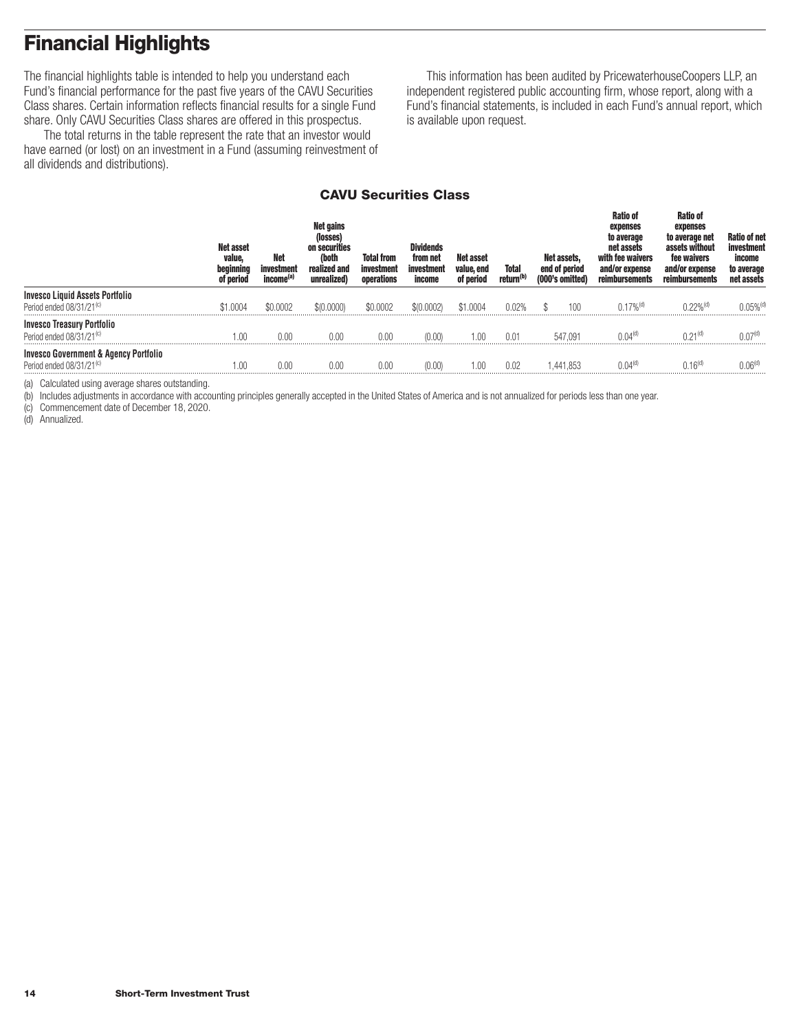# Financial Highlights

The financial highlights table is intended to help you understand each Fund's financial performance for the past five years of the CAVU Securities Class shares. Certain information reflects financial results for a single Fund share. Only CAVU Securities Class shares are offered in this prospectus.

The total returns in the table represent the rate that an investor would have earned (or lost) on an investment in a Fund (assuming reinvestment of all dividends and distributions).

This information has been audited by PricewaterhouseCoopers LLP, an independent registered public accounting firm, whose report, along with a Fund's financial statements, is included in each Fund's annual report, which is available upon request.

## CAVU Securities Class

| | Net asset value, beginning of period | Net investment income[(a)] | Net gains (losses) on securities (both realized and unrealized) | Total from investment operations | Dividends from net investment income | Net asset value, end of period | Total return[(b)] | Net assets, end of period (000's omitted) | Ratio of expenses to average net assets with fee waivers and/or expense reimbursements | Ratio of expenses to average net assets without fee waivers and/or expense reimbursements | Ratio of net investment income to average net assets |
|---|---|---|---|---|---|---|---|---|---|---|---|
| **Invesco Liquid Assets Portfolio** | | | | | | | | | | | |
| Period ended 08/31/21[(c)] | $1.0004 | $0.0002 | $(0.0000) | $0.0002 | $(0.0002) | $1.0004 | 0.02% | $ 100 | 0.17%[(d)] | 0.22%[(d)] | 0.05%[(d)] |
| **Invesco Treasury Portfolio** | | | | | | | | | | | |
| Period ended 08/31/21[(c)] | 1.00 | 0.00 | 0.00 | 0.00 | (0.00) | 1.00 | 0.01 | 547,091 | 0.04[(d)] | 0.21[(d)] | 0.07[(d)] |
| **Invesco Government & Agency Portfolio** | | | | | | | | | | | |
| Period ended 08/31/21[(c)] | 1.00 | 0.00 | 0.00 | 0.00 | (0.00) | 1.00 | 0.02 | 1,441,853 | 0.04[(d)] | 0.16[(d)] | 0.06[(d)] |

(a) Calculated using average shares outstanding.
(b) Includes adjustments in accordance with accounting principles generally accepted in the United States of America and is not annualized for periods less than one year.
(c) Commencement date of December 18, 2020.
(d) Annualized.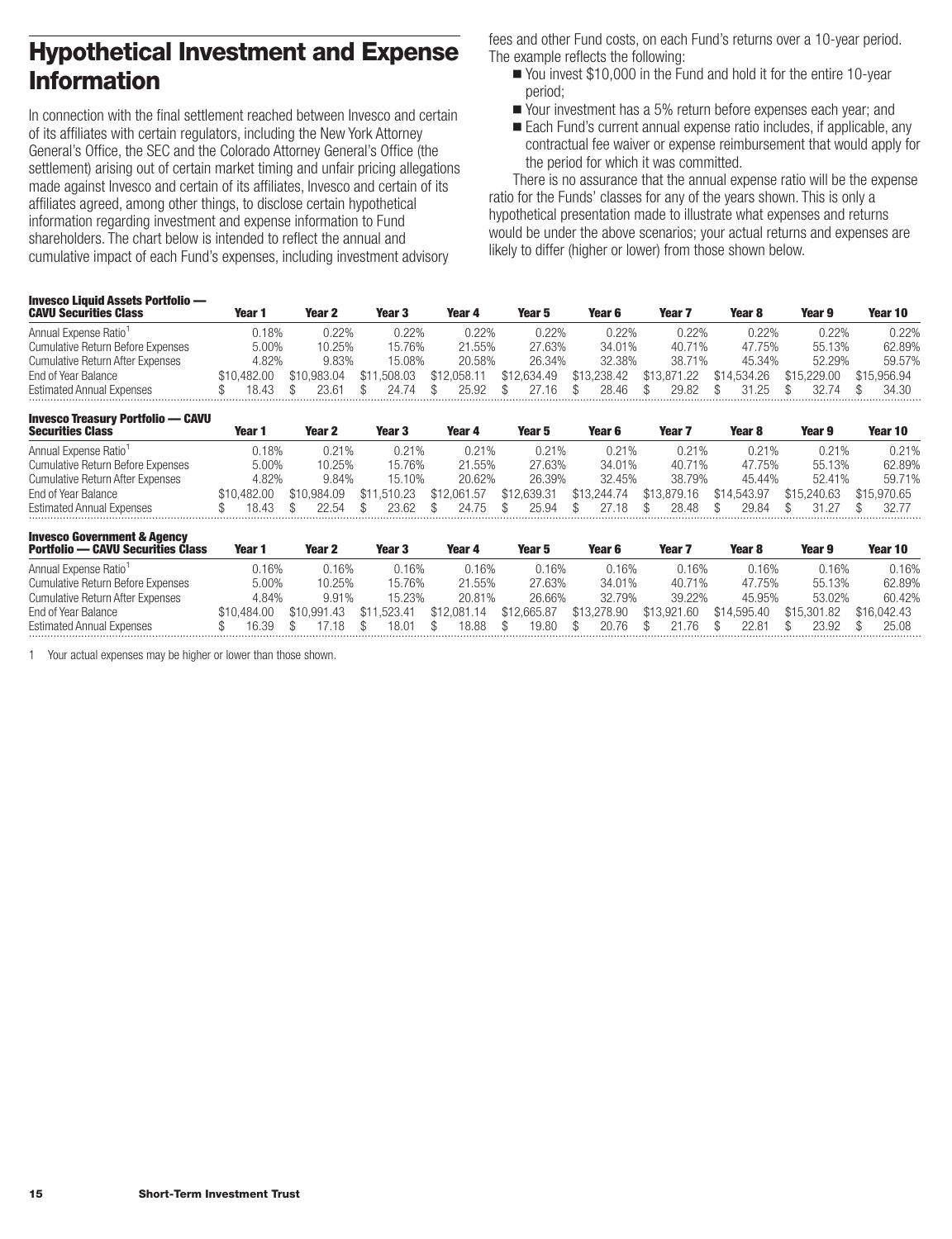# Hypothetical Investment and Expense Information

In connection with the final settlement reached between Invesco and certain of its affiliates with certain regulators, including the New York Attorney General's Office, the SEC and the Colorado Attorney General's Office (the settlement) arising out of certain market timing and unfair pricing allegations made against Invesco and certain of its affiliates, Invesco and certain of its affiliates agreed, among other things, to disclose certain hypothetical information regarding investment and expense information to Fund shareholders. The chart below is intended to reflect the annual and cumulative impact of each Fund's expenses, including investment advisory fees and other Fund costs, on each Fund's returns over a 10-year period. The example reflects the following:

- You invest $10,000 in the Fund and hold it for the entire 10-year period;
- Your investment has a 5% return before expenses each year; and
- Each Fund's current annual expense ratio includes, if applicable, any contractual fee waiver or expense reimbursement that would apply for the period for which it was committed.

There is no assurance that the annual expense ratio will be the expense ratio for the Funds' classes for any of the years shown. This is only a hypothetical presentation made to illustrate what expenses and returns would be under the above scenarios; your actual returns and expenses are likely to differ (higher or lower) from those shown below.

| Invesco Liquid Assets Portfolio — CAVU Securities Class | Year 1 | Year 2 | Year 3 | Year 4 | Year 5 | Year 6 | Year 7 | Year 8 | Year 9 | Year 10 |
|---|---|---|---|---|---|---|---|---|---|---|
| Annual Expense Ratio[1] | 0.18% | 0.22% | 0.22% | 0.22% | 0.22% | 0.22% | 0.22% | 0.22% | 0.22% | 0.22% |
| Cumulative Return Before Expenses | 5.00% | 10.25% | 15.76% | 21.55% | 27.63% | 34.01% | 40.71% | 47.75% | 55.13% | 62.89% |
| Cumulative Return After Expenses | 4.82% | 9.83% | 15.08% | 20.58% | 26.34% | 32.38% | 38.71% | 45.34% | 52.29% | 59.57% |
| End of Year Balance | $10,482.00 | $10,983.04 | $11,508.03 | $12,058.11 | $12,634.49 | $13,238.42 | $13,871.22 | $14,534.26 | $15,229.00 | $15,956.94 |
| Estimated Annual Expenses | $ 18.43 | $ 23.61 | $ 24.74 | $ 25.92 | $ 27.16 | $ 28.46 | $ 29.82 | $ 31.25 | $ 32.74 | $ 34.30 |

| Invesco Treasury Portfolio — CAVU Securities Class | Year 1 | Year 2 | Year 3 | Year 4 | Year 5 | Year 6 | Year 7 | Year 8 | Year 9 | Year 10 |
|---|---|---|---|---|---|---|---|---|---|---|
| Annual Expense Ratio[1] | 0.18% | 0.21% | 0.21% | 0.21% | 0.21% | 0.21% | 0.21% | 0.21% | 0.21% | 0.21% |
| Cumulative Return Before Expenses | 5.00% | 10.25% | 15.76% | 21.55% | 27.63% | 34.01% | 40.71% | 47.75% | 55.13% | 62.89% |
| Cumulative Return After Expenses | 4.82% | 9.84% | 15.10% | 20.62% | 26.39% | 32.45% | 38.79% | 45.44% | 52.41% | 59.71% |
| End of Year Balance | $10,482.00 | $10,984.09 | $11,510.23 | $12,061.57 | $12,639.31 | $13,244.74 | $13,879.16 | $14,543.97 | $15,240.63 | $15,970.65 |
| Estimated Annual Expenses | $ 18.43 | $ 22.54 | $ 23.62 | $ 24.75 | $ 25.94 | $ 27.18 | $ 28.48 | $ 29.84 | $ 31.27 | $ 32.77 |

| Invesco Government & Agency Portfolio — CAVU Securities Class | Year 1 | Year 2 | Year 3 | Year 4 | Year 5 | Year 6 | Year 7 | Year 8 | Year 9 | Year 10 |
|---|---|---|---|---|---|---|---|---|---|---|
| Annual Expense Ratio[1] | 0.16% | 0.16% | 0.16% | 0.16% | 0.16% | 0.16% | 0.16% | 0.16% | 0.16% | 0.16% |
| Cumulative Return Before Expenses | 5.00% | 10.25% | 15.76% | 21.55% | 27.63% | 34.01% | 40.71% | 47.75% | 55.13% | 62.89% |
| Cumulative Return After Expenses | 4.84% | 9.91% | 15.23% | 20.81% | 26.66% | 32.79% | 39.22% | 45.95% | 53.02% | 60.42% |
| End of Year Balance | $10,484.00 | $10,991.43 | $11,523.41 | $12,081.14 | $12,665.87 | $13,278.90 | $13,921.60 | $14,595.40 | $15,301.82 | $16,042.43 |
| Estimated Annual Expenses | $ 16.39 | $ 17.18 | $ 18.01 | $ 18.88 | $ 19.80 | $ 20.76 | $ 21.76 | $ 22.81 | $ 23.92 | $ 25.08 |

1 Your actual expenses may be higher or lower than those shown.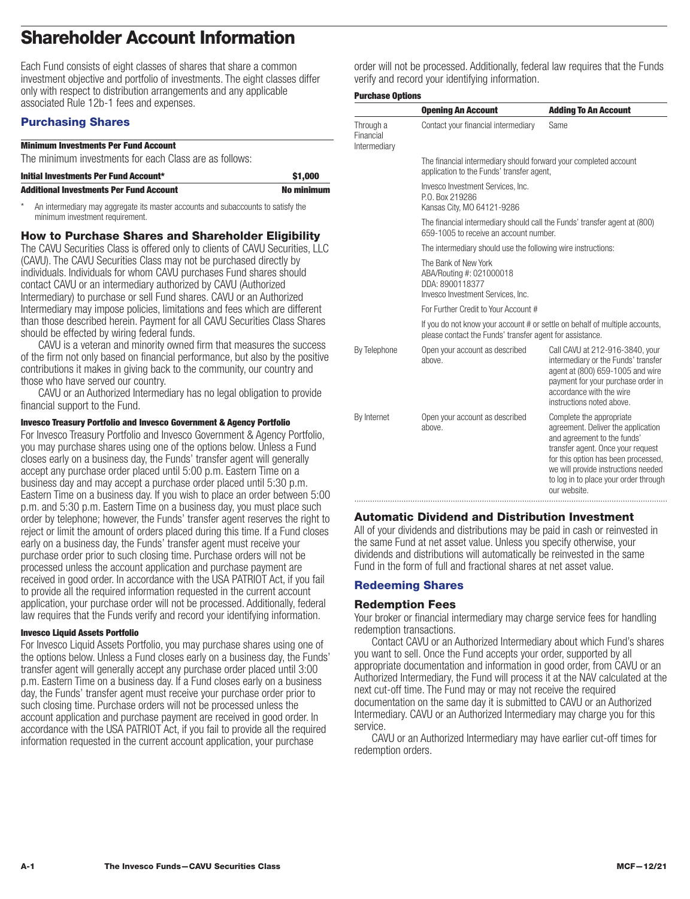# Shareholder Account Information

Each Fund consists of eight classes of shares that share a common investment objective and portfolio of investments. The eight classes differ only with respect to distribution arrangements and any applicable associated Rule 12b-1 fees and expenses.

## Purchasing Shares

**Minimum Investments Per Fund Account**

The minimum investments for each Class are as follows:

| Initial Investments Per Fund Account* | $1,000 |
|---|---|
| **Additional Investments Per Fund Account** | **No minimum** |

\* An intermediary may aggregate its master accounts and subaccounts to satisfy the minimum investment requirement.

### How to Purchase Shares and Shareholder Eligibility

The CAVU Securities Class is offered only to clients of CAVU Securities, LLC (CAVU). The CAVU Securities Class may not be purchased directly by individuals. Individuals for whom CAVU purchases Fund shares should contact CAVU or an intermediary authorized by CAVU (Authorized Intermediary) to purchase or sell Fund shares. CAVU or an Authorized Intermediary may impose policies, limitations and fees which are different than those described herein. Payment for all CAVU Securities Class Shares should be effected by wiring federal funds.

CAVU is a veteran and minority owned firm that measures the success of the firm not only based on financial performance, but also by the positive contributions it makes in giving back to the community, our country and those who have served our country.

CAVU or an Authorized Intermediary has no legal obligation to provide financial support to the Fund.

**Invesco Treasury Portfolio and Invesco Government & Agency Portfolio**

For Invesco Treasury Portfolio and Invesco Government & Agency Portfolio, you may purchase shares using one of the options below. Unless a Fund closes early on a business day, the Funds' transfer agent will generally accept any purchase order placed until 5:00 p.m. Eastern Time on a business day and may accept a purchase order placed until 5:30 p.m. Eastern Time on a business day. If you wish to place an order between 5:00 p.m. and 5:30 p.m. Eastern Time on a business day, you must place such order by telephone; however, the Funds' transfer agent reserves the right to reject or limit the amount of orders placed during this time. If a Fund closes early on a business day, the Funds' transfer agent must receive your purchase order prior to such closing time. Purchase orders will not be processed unless the account application and purchase payment are received in good order. In accordance with the USA PATRIOT Act, if you fail to provide all the required information requested in the current account application, your purchase order will not be processed. Additionally, federal law requires that the Funds verify and record your identifying information.

**Invesco Liquid Assets Portfolio**

For Invesco Liquid Assets Portfolio, you may purchase shares using one of the options below. Unless a Fund closes early on a business day, the Funds' transfer agent will generally accept any purchase order placed until 3:00 p.m. Eastern Time on a business day. If a Fund closes early on a business day, the Funds' transfer agent must receive your purchase order prior to such closing time. Purchase orders will not be processed unless the account application and purchase payment are received in good order. In accordance with the USA PATRIOT Act, if you fail to provide all the required information requested in the current account application, your purchase order will not be processed. Additionally, federal law requires that the Funds verify and record your identifying information.

**Purchase Options**

| | Opening An Account | Adding To An Account |
|---|---|---|
| Through a Financial Intermediary | Contact your financial intermediary | Same |
| | The financial intermediary should forward your completed account application to the Funds' transfer agent, | |
| | Invesco Investment Services, Inc.<br>P.O. Box 219286<br>Kansas City, MO 64121-9286 | |
| | The financial intermediary should call the Funds' transfer agent at (800) 659-1005 to receive an account number. | |
| | The intermediary should use the following wire instructions: | |
| | The Bank of New York<br>ABA/Routing #: 021000018<br>DDA: 8900118377<br>Invesco Investment Services, Inc. | |
| | For Further Credit to Your Account # | |
| | If you do not know your account # or settle on behalf of multiple accounts, please contact the Funds' transfer agent for assistance. | |
| By Telephone | Open your account as described above. | Call CAVU at 212-916-3840, your intermediary or the Funds' transfer agent at (800) 659-1005 and wire payment for your purchase order in accordance with the wire instructions noted above. |
| By Internet | Open your account as described above. | Complete the appropriate agreement. Deliver the application and agreement to the funds' transfer agent. Once your request for this option has been processed, we will provide instructions needed to log in to place your order through our website. |

### Automatic Dividend and Distribution Investment

All of your dividends and distributions may be paid in cash or reinvested in the same Fund at net asset value. Unless you specify otherwise, your dividends and distributions will automatically be reinvested in the same Fund in the form of full and fractional shares at net asset value.

## Redeeming Shares

### Redemption Fees

Your broker or financial intermediary may charge service fees for handling redemption transactions.

Contact CAVU or an Authorized Intermediary about which Fund's shares you want to sell. Once the Fund accepts your order, supported by all appropriate documentation and information in good order, from CAVU or an Authorized Intermediary, the Fund will process it at the NAV calculated at the next cut-off time. The Fund may or may not receive the required documentation on the same day it is submitted to CAVU or an Authorized Intermediary. CAVU or an Authorized Intermediary may charge you for this service.

CAVU or an Authorized Intermediary may have earlier cut-off times for redemption orders.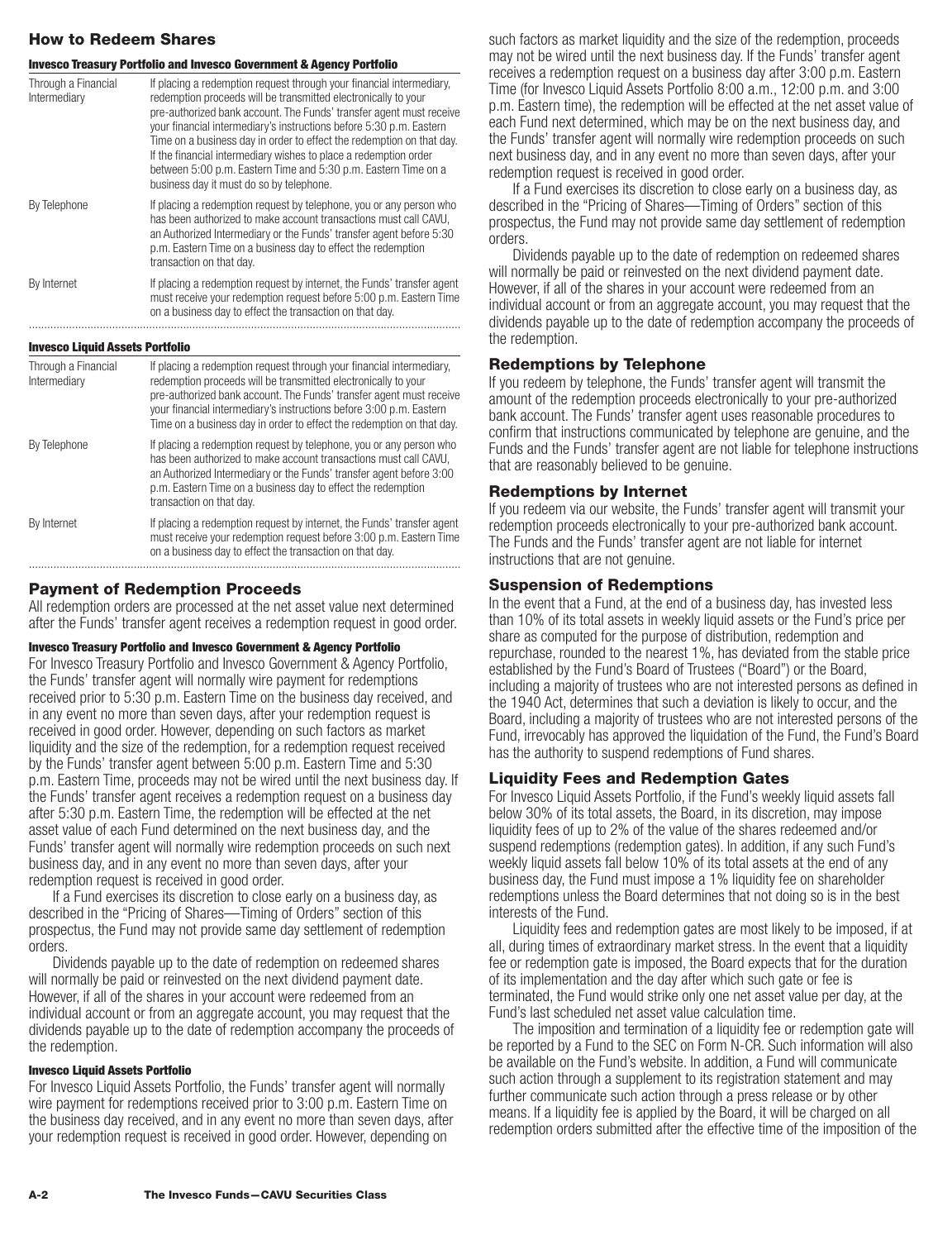## How to Redeem Shares

### Invesco Treasury Portfolio and Invesco Government & Agency Portfolio

| | |
|---|---|
| Through a Financial Intermediary | If placing a redemption request through your financial intermediary, redemption proceeds will be transmitted electronically to your pre-authorized bank account. The Funds' transfer agent must receive your financial intermediary's instructions before 5:30 p.m. Eastern Time on a business day in order to effect the redemption on that day. If the financial intermediary wishes to place a redemption order between 5:00 p.m. Eastern Time and 5:30 p.m. Eastern Time on a business day it must do so by telephone. |
| By Telephone | If placing a redemption request by telephone, you or any person who has been authorized to make account transactions must call CAVU, an Authorized Intermediary or the Funds' transfer agent before 5:30 p.m. Eastern Time on a business day to effect the redemption transaction on that day. |
| By Internet | If placing a redemption request by internet, the Funds' transfer agent must receive your redemption request before 5:00 p.m. Eastern Time on a business day to effect the transaction on that day. |

### Invesco Liquid Assets Portfolio

| | |
|---|---|
| Through a Financial Intermediary | If placing a redemption request through your financial intermediary, redemption proceeds will be transmitted electronically to your pre-authorized bank account. The Funds' transfer agent must receive your financial intermediary's instructions before 3:00 p.m. Eastern Time on a business day in order to effect the redemption on that day. |
| By Telephone | If placing a redemption request by telephone, you or any person who has been authorized to make account transactions must call CAVU, an Authorized Intermediary or the Funds' transfer agent before 3:00 p.m. Eastern Time on a business day to effect the redemption transaction on that day. |
| By Internet | If placing a redemption request by internet, the Funds' transfer agent must receive your redemption request before 3:00 p.m. Eastern Time on a business day to effect the transaction on that day. |

## Payment of Redemption Proceeds

All redemption orders are processed at the net asset value next determined after the Funds' transfer agent receives a redemption request in good order.

### Invesco Treasury Portfolio and Invesco Government & Agency Portfolio

For Invesco Treasury Portfolio and Invesco Government & Agency Portfolio, the Funds' transfer agent will normally wire payment for redemptions received prior to 5:30 p.m. Eastern Time on the business day received, and in any event no more than seven days, after your redemption request is received in good order. However, depending on such factors as market liquidity and the size of the redemption, for a redemption request received by the Funds' transfer agent between 5:00 p.m. Eastern Time and 5:30 p.m. Eastern Time, proceeds may not be wired until the next business day. If the Funds' transfer agent receives a redemption request on a business day after 5:30 p.m. Eastern Time, the redemption will be effected at the net asset value of each Fund determined on the next business day, and the Funds' transfer agent will normally wire redemption proceeds on such next business day, and in any event no more than seven days, after your redemption request is received in good order.

If a Fund exercises its discretion to close early on a business day, as described in the "Pricing of Shares—Timing of Orders" section of this prospectus, the Fund may not provide same day settlement of redemption orders.

Dividends payable up to the date of redemption on redeemed shares will normally be paid or reinvested on the next dividend payment date. However, if all of the shares in your account were redeemed from an individual account or from an aggregate account, you may request that the dividends payable up to the date of redemption accompany the proceeds of the redemption.

### Invesco Liquid Assets Portfolio

For Invesco Liquid Assets Portfolio, the Funds' transfer agent will normally wire payment for redemptions received prior to 3:00 p.m. Eastern Time on the business day received, and in any event no more than seven days, after your redemption request is received in good order. However, depending on such factors as market liquidity and the size of the redemption, proceeds may not be wired until the next business day. If the Funds' transfer agent receives a redemption request on a business day after 3:00 p.m. Eastern Time (for Invesco Liquid Assets Portfolio 8:00 a.m., 12:00 p.m. and 3:00 p.m. Eastern time), the redemption will be effected at the net asset value of each Fund next determined, which may be on the next business day, and the Funds' transfer agent will normally wire redemption proceeds on such next business day, and in any event no more than seven days, after your redemption request is received in good order.

If a Fund exercises its discretion to close early on a business day, as described in the "Pricing of Shares—Timing of Orders" section of this prospectus, the Fund may not provide same day settlement of redemption orders.

Dividends payable up to the date of redemption on redeemed shares will normally be paid or reinvested on the next dividend payment date. However, if all of the shares in your account were redeemed from an individual account or from an aggregate account, you may request that the dividends payable up to the date of redemption accompany the proceeds of the redemption.

## Redemptions by Telephone

If you redeem by telephone, the Funds' transfer agent will transmit the amount of the redemption proceeds electronically to your pre-authorized bank account. The Funds' transfer agent uses reasonable procedures to confirm that instructions communicated by telephone are genuine, and the Funds and the Funds' transfer agent are not liable for telephone instructions that are reasonably believed to be genuine.

## Redemptions by Internet

If you redeem via our website, the Funds' transfer agent will transmit your redemption proceeds electronically to your pre-authorized bank account. The Funds and the Funds' transfer agent are not liable for internet instructions that are not genuine.

## Suspension of Redemptions

In the event that a Fund, at the end of a business day, has invested less than 10% of its total assets in weekly liquid assets or the Fund's price per share as computed for the purpose of distribution, redemption and repurchase, rounded to the nearest 1%, has deviated from the stable price established by the Fund's Board of Trustees ("Board") or the Board, including a majority of trustees who are not interested persons as defined in the 1940 Act, determines that such a deviation is likely to occur, and the Board, including a majority of trustees who are not interested persons of the Fund, irrevocably has approved the liquidation of the Fund, the Fund's Board has the authority to suspend redemptions of Fund shares.

## Liquidity Fees and Redemption Gates

For Invesco Liquid Assets Portfolio, if the Fund's weekly liquid assets fall below 30% of its total assets, the Board, in its discretion, may impose liquidity fees of up to 2% of the value of the shares redeemed and/or suspend redemptions (redemption gates). In addition, if any such Fund's weekly liquid assets fall below 10% of its total assets at the end of any business day, the Fund must impose a 1% liquidity fee on shareholder redemptions unless the Board determines that not doing so is in the best interests of the Fund.

Liquidity fees and redemption gates are most likely to be imposed, if at all, during times of extraordinary market stress. In the event that a liquidity fee or redemption gate is imposed, the Board expects that for the duration of its implementation and the day after which such gate or fee is terminated, the Fund would strike only one net asset value per day, at the Fund's last scheduled net asset value calculation time.

The imposition and termination of a liquidity fee or redemption gate will be reported by a Fund to the SEC on Form N-CR. Such information will also be available on the Fund's website. In addition, a Fund will communicate such action through a supplement to its registration statement and may further communicate such action through a press release or by other means. If a liquidity fee is applied by the Board, it will be charged on all redemption orders submitted after the effective time of the imposition of the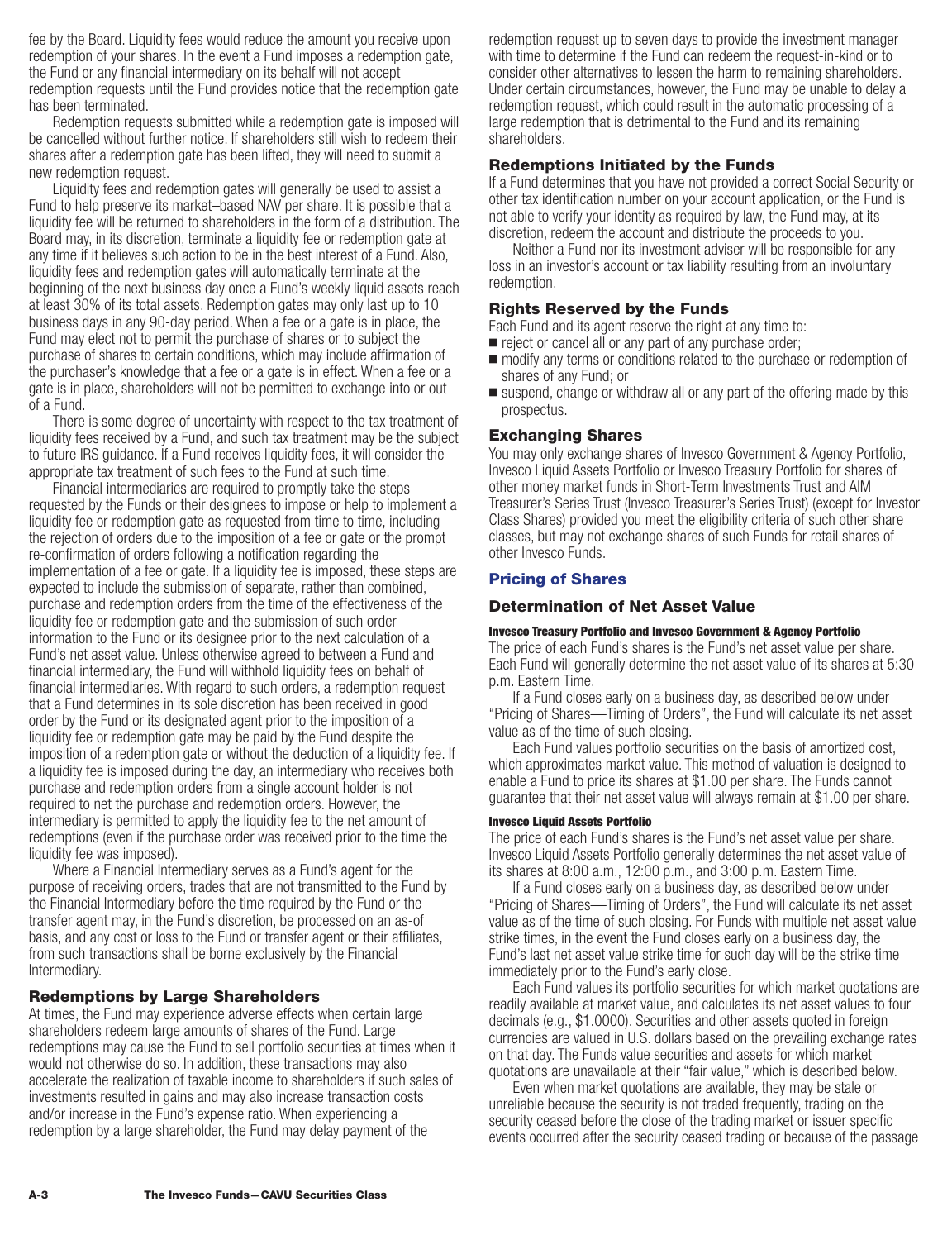fee by the Board. Liquidity fees would reduce the amount you receive upon redemption of your shares. In the event a Fund imposes a redemption gate, the Fund or any financial intermediary on its behalf will not accept redemption requests until the Fund provides notice that the redemption gate has been terminated.

Redemption requests submitted while a redemption gate is imposed will be cancelled without further notice. If shareholders still wish to redeem their shares after a redemption gate has been lifted, they will need to submit a new redemption request.

Liquidity fees and redemption gates will generally be used to assist a Fund to help preserve its market–based NAV per share. It is possible that a liquidity fee will be returned to shareholders in the form of a distribution. The Board may, in its discretion, terminate a liquidity fee or redemption gate at any time if it believes such action to be in the best interest of a Fund. Also, liquidity fees and redemption gates will automatically terminate at the beginning of the next business day once a Fund's weekly liquid assets reach at least 30% of its total assets. Redemption gates may only last up to 10 business days in any 90-day period. When a fee or a gate is in place, the Fund may elect not to permit the purchase of shares or to subject the purchase of shares to certain conditions, which may include affirmation of the purchaser's knowledge that a fee or a gate is in effect. When a fee or a gate is in place, shareholders will not be permitted to exchange into or out of a Fund.

There is some degree of uncertainty with respect to the tax treatment of liquidity fees received by a Fund, and such tax treatment may be the subject to future IRS guidance. If a Fund receives liquidity fees, it will consider the appropriate tax treatment of such fees to the Fund at such time.

Financial intermediaries are required to promptly take the steps requested by the Funds or their designees to impose or help to implement a liquidity fee or redemption gate as requested from time to time, including the rejection of orders due to the imposition of a fee or gate or the prompt re-confirmation of orders following a notification regarding the implementation of a fee or gate. If a liquidity fee is imposed, these steps are expected to include the submission of separate, rather than combined, purchase and redemption orders from the time of the effectiveness of the liquidity fee or redemption gate and the submission of such order information to the Fund or its designee prior to the next calculation of a Fund's net asset value. Unless otherwise agreed to between a Fund and financial intermediary, the Fund will withhold liquidity fees on behalf of financial intermediaries. With regard to such orders, a redemption request that a Fund determines in its sole discretion has been received in good order by the Fund or its designated agent prior to the imposition of a liquidity fee or redemption gate may be paid by the Fund despite the imposition of a redemption gate or without the deduction of a liquidity fee. If a liquidity fee is imposed during the day, an intermediary who receives both purchase and redemption orders from a single account holder is not required to net the purchase and redemption orders. However, the intermediary is permitted to apply the liquidity fee to the net amount of redemptions (even if the purchase order was received prior to the time the liquidity fee was imposed).

Where a Financial Intermediary serves as a Fund's agent for the purpose of receiving orders, trades that are not transmitted to the Fund by the Financial Intermediary before the time required by the Fund or the transfer agent may, in the Fund's discretion, be processed on an as-of basis, and any cost or loss to the Fund or transfer agent or their affiliates, from such transactions shall be borne exclusively by the Financial Intermediary.

### Redemptions by Large Shareholders

At times, the Fund may experience adverse effects when certain large shareholders redeem large amounts of shares of the Fund. Large redemptions may cause the Fund to sell portfolio securities at times when it would not otherwise do so. In addition, these transactions may also accelerate the realization of taxable income to shareholders if such sales of investments resulted in gains and may also increase transaction costs and/or increase in the Fund's expense ratio. When experiencing a redemption by a large shareholder, the Fund may delay payment of the redemption request up to seven days to provide the investment manager with time to determine if the Fund can redeem the request-in-kind or to consider other alternatives to lessen the harm to remaining shareholders. Under certain circumstances, however, the Fund may be unable to delay a redemption request, which could result in the automatic processing of a large redemption that is detrimental to the Fund and its remaining shareholders.

### Redemptions Initiated by the Funds

If a Fund determines that you have not provided a correct Social Security or other tax identification number on your account application, or the Fund is not able to verify your identity as required by law, the Fund may, at its discretion, redeem the account and distribute the proceeds to you.

Neither a Fund nor its investment adviser will be responsible for any loss in an investor's account or tax liability resulting from an involuntary redemption.

### Rights Reserved by the Funds

Each Fund and its agent reserve the right at any time to:

- reject or cancel all or any part of any purchase order;
- modify any terms or conditions related to the purchase or redemption of shares of any Fund; or
- suspend, change or withdraw all or any part of the offering made by this prospectus.

### Exchanging Shares

You may only exchange shares of Invesco Government & Agency Portfolio, Invesco Liquid Assets Portfolio or Invesco Treasury Portfolio for shares of other money market funds in Short-Term Investments Trust and AIM Treasurer's Series Trust (Invesco Treasurer's Series Trust) (except for Investor Class Shares) provided you meet the eligibility criteria of such other share classes, but may not exchange shares of such Funds for retail shares of other Invesco Funds.

## Pricing of Shares

### Determination of Net Asset Value

#### Invesco Treasury Portfolio and Invesco Government & Agency Portfolio

The price of each Fund's shares is the Fund's net asset value per share. Each Fund will generally determine the net asset value of its shares at 5:30 p.m. Eastern Time.

If a Fund closes early on a business day, as described below under "Pricing of Shares—Timing of Orders", the Fund will calculate its net asset value as of the time of such closing.

Each Fund values portfolio securities on the basis of amortized cost, which approximates market value. This method of valuation is designed to enable a Fund to price its shares at $1.00 per share. The Funds cannot guarantee that their net asset value will always remain at $1.00 per share.

#### Invesco Liquid Assets Portfolio

The price of each Fund's shares is the Fund's net asset value per share. Invesco Liquid Assets Portfolio generally determines the net asset value of its shares at 8:00 a.m., 12:00 p.m., and 3:00 p.m. Eastern Time.

If a Fund closes early on a business day, as described below under "Pricing of Shares—Timing of Orders", the Fund will calculate its net asset value as of the time of such closing. For Funds with multiple net asset value strike times, in the event the Fund closes early on a business day, the Fund's last net asset value strike time for such day will be the strike time immediately prior to the Fund's early close.

Each Fund values its portfolio securities for which market quotations are readily available at market value, and calculates its net asset values to four decimals (e.g., $1.0000). Securities and other assets quoted in foreign currencies are valued in U.S. dollars based on the prevailing exchange rates on that day. The Funds value securities and assets for which market quotations are unavailable at their "fair value," which is described below.

Even when market quotations are available, they may be stale or unreliable because the security is not traded frequently, trading on the security ceased before the close of the trading market or issuer specific events occurred after the security ceased trading or because of the passage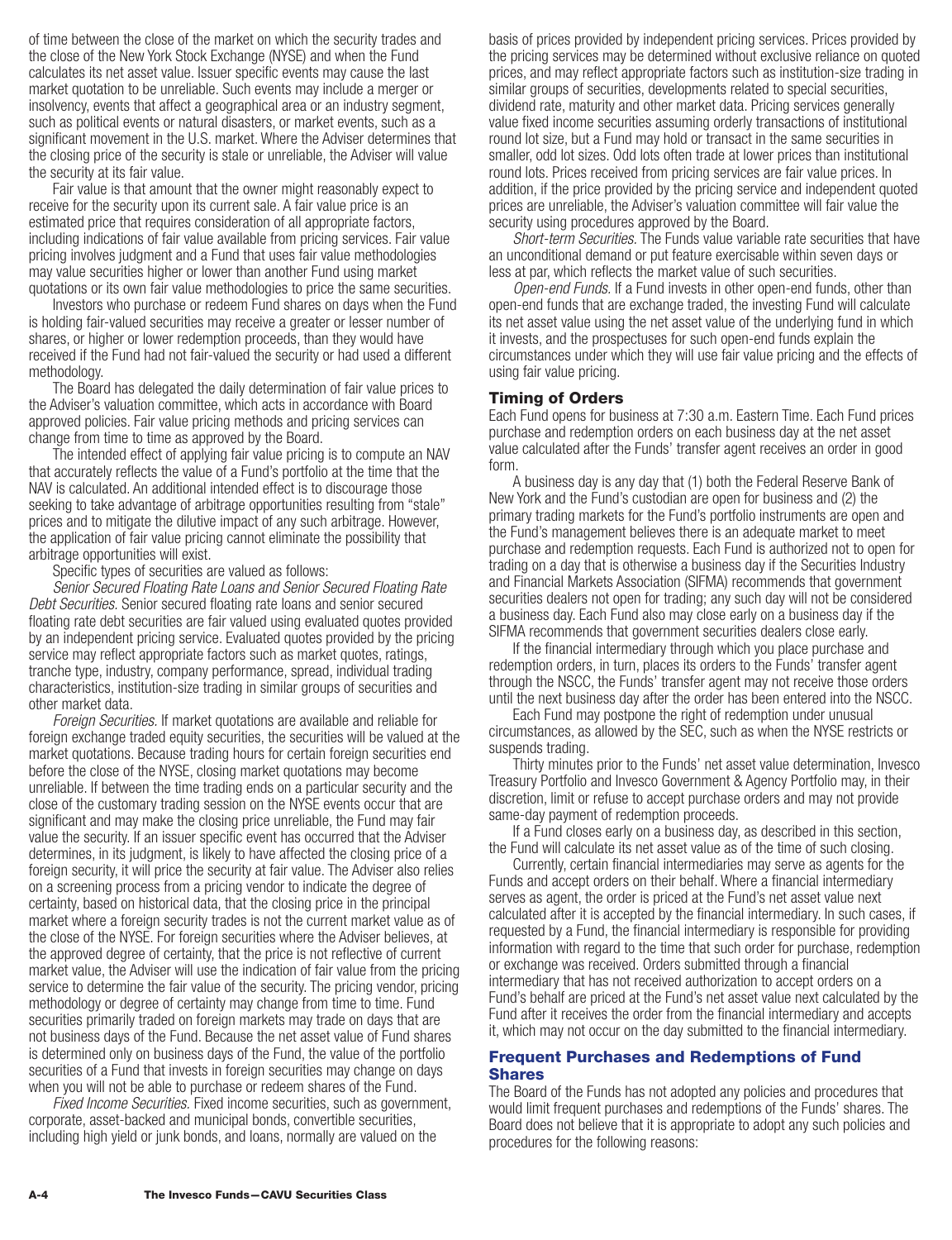of time between the close of the market on which the security trades and the close of the New York Stock Exchange (NYSE) and when the Fund calculates its net asset value. Issuer specific events may cause the last market quotation to be unreliable. Such events may include a merger or insolvency, events that affect a geographical area or an industry segment, such as political events or natural disasters, or market events, such as a significant movement in the U.S. market. Where the Adviser determines that the closing price of the security is stale or unreliable, the Adviser will value the security at its fair value.

Fair value is that amount that the owner might reasonably expect to receive for the security upon its current sale. A fair value price is an estimated price that requires consideration of all appropriate factors, including indications of fair value available from pricing services. Fair value pricing involves judgment and a Fund that uses fair value methodologies may value securities higher or lower than another Fund using market quotations or its own fair value methodologies to price the same securities.

Investors who purchase or redeem Fund shares on days when the Fund is holding fair-valued securities may receive a greater or lesser number of shares, or higher or lower redemption proceeds, than they would have received if the Fund had not fair-valued the security or had used a different methodology.

The Board has delegated the daily determination of fair value prices to the Adviser's valuation committee, which acts in accordance with Board approved policies. Fair value pricing methods and pricing services can change from time to time as approved by the Board.

The intended effect of applying fair value pricing is to compute an NAV that accurately reflects the value of a Fund's portfolio at the time that the NAV is calculated. An additional intended effect is to discourage those seeking to take advantage of arbitrage opportunities resulting from "stale" prices and to mitigate the dilutive impact of any such arbitrage. However, the application of fair value pricing cannot eliminate the possibility that arbitrage opportunities will exist.

Specific types of securities are valued as follows:

*Senior Secured Floating Rate Loans and Senior Secured Floating Rate Debt Securities.* Senior secured floating rate loans and senior secured floating rate debt securities are fair valued using evaluated quotes provided by an independent pricing service. Evaluated quotes provided by the pricing service may reflect appropriate factors such as market quotes, ratings, tranche type, industry, company performance, spread, individual trading characteristics, institution-size trading in similar groups of securities and other market data.

*Foreign Securities.* If market quotations are available and reliable for foreign exchange traded equity securities, the securities will be valued at the market quotations. Because trading hours for certain foreign securities end before the close of the NYSE, closing market quotations may become unreliable. If between the time trading ends on a particular security and the close of the customary trading session on the NYSE events occur that are significant and may make the closing price unreliable, the Fund may fair value the security. If an issuer specific event has occurred that the Adviser determines, in its judgment, is likely to have affected the closing price of a foreign security, it will price the security at fair value. The Adviser also relies on a screening process from a pricing vendor to indicate the degree of certainty, based on historical data, that the closing price in the principal market where a foreign security trades is not the current market value as of the close of the NYSE. For foreign securities where the Adviser believes, at the approved degree of certainty, that the price is not reflective of current market value, the Adviser will use the indication of fair value from the pricing service to determine the fair value of the security. The pricing vendor, pricing methodology or degree of certainty may change from time to time. Fund securities primarily traded on foreign markets may trade on days that are not business days of the Fund. Because the net asset value of Fund shares is determined only on business days of the Fund, the value of the portfolio securities of a Fund that invests in foreign securities may change on days when you will not be able to purchase or redeem shares of the Fund.

*Fixed Income Securities.* Fixed income securities, such as government, corporate, asset-backed and municipal bonds, convertible securities, including high yield or junk bonds, and loans, normally are valued on the basis of prices provided by independent pricing services. Prices provided by the pricing services may be determined without exclusive reliance on quoted prices, and may reflect appropriate factors such as institution-size trading in similar groups of securities, developments related to special securities, dividend rate, maturity and other market data. Pricing services generally value fixed income securities assuming orderly transactions of institutional round lot size, but a Fund may hold or transact in the same securities in smaller, odd lot sizes. Odd lots often trade at lower prices than institutional round lots. Prices received from pricing services are fair value prices. In addition, if the price provided by the pricing service and independent quoted prices are unreliable, the Adviser's valuation committee will fair value the security using procedures approved by the Board.

*Short-term Securities.* The Funds value variable rate securities that have an unconditional demand or put feature exercisable within seven days or less at par, which reflects the market value of such securities.

*Open-end Funds.* If a Fund invests in other open-end funds, other than open-end funds that are exchange traded, the investing Fund will calculate its net asset value using the net asset value of the underlying fund in which it invests, and the prospectuses for such open-end funds explain the circumstances under which they will use fair value pricing and the effects of using fair value pricing.

## Timing of Orders

Each Fund opens for business at 7:30 a.m. Eastern Time. Each Fund prices purchase and redemption orders on each business day at the net asset value calculated after the Funds' transfer agent receives an order in good form.

A business day is any day that (1) both the Federal Reserve Bank of New York and the Fund's custodian are open for business and (2) the primary trading markets for the Fund's portfolio instruments are open and the Fund's management believes there is an adequate market to meet purchase and redemption requests. Each Fund is authorized not to open for trading on a day that is otherwise a business day if the Securities Industry and Financial Markets Association (SIFMA) recommends that government securities dealers not open for trading; any such day will not be considered a business day. Each Fund also may close early on a business day if the SIFMA recommends that government securities dealers close early.

If the financial intermediary through which you place purchase and redemption orders, in turn, places its orders to the Funds' transfer agent through the NSCC, the Funds' transfer agent may not receive those orders until the next business day after the order has been entered into the NSCC.

Each Fund may postpone the right of redemption under unusual circumstances, as allowed by the SEC, such as when the NYSE restricts or suspends trading.

Thirty minutes prior to the Funds' net asset value determination, Invesco Treasury Portfolio and Invesco Government & Agency Portfolio may, in their discretion, limit or refuse to accept purchase orders and may not provide same-day payment of redemption proceeds.

If a Fund closes early on a business day, as described in this section, the Fund will calculate its net asset value as of the time of such closing.

Currently, certain financial intermediaries may serve as agents for the Funds and accept orders on their behalf. Where a financial intermediary serves as agent, the order is priced at the Fund's net asset value next calculated after it is accepted by the financial intermediary. In such cases, if requested by a Fund, the financial intermediary is responsible for providing information with regard to the time that such order for purchase, redemption or exchange was received. Orders submitted through a financial intermediary that has not received authorization to accept orders on a Fund's behalf are priced at the Fund's net asset value next calculated by the Fund after it receives the order from the financial intermediary and accepts it, which may not occur on the day submitted to the financial intermediary.

## Frequent Purchases and Redemptions of Fund Shares

The Board of the Funds has not adopted any policies and procedures that would limit frequent purchases and redemptions of the Funds' shares. The Board does not believe that it is appropriate to adopt any such policies and procedures for the following reasons: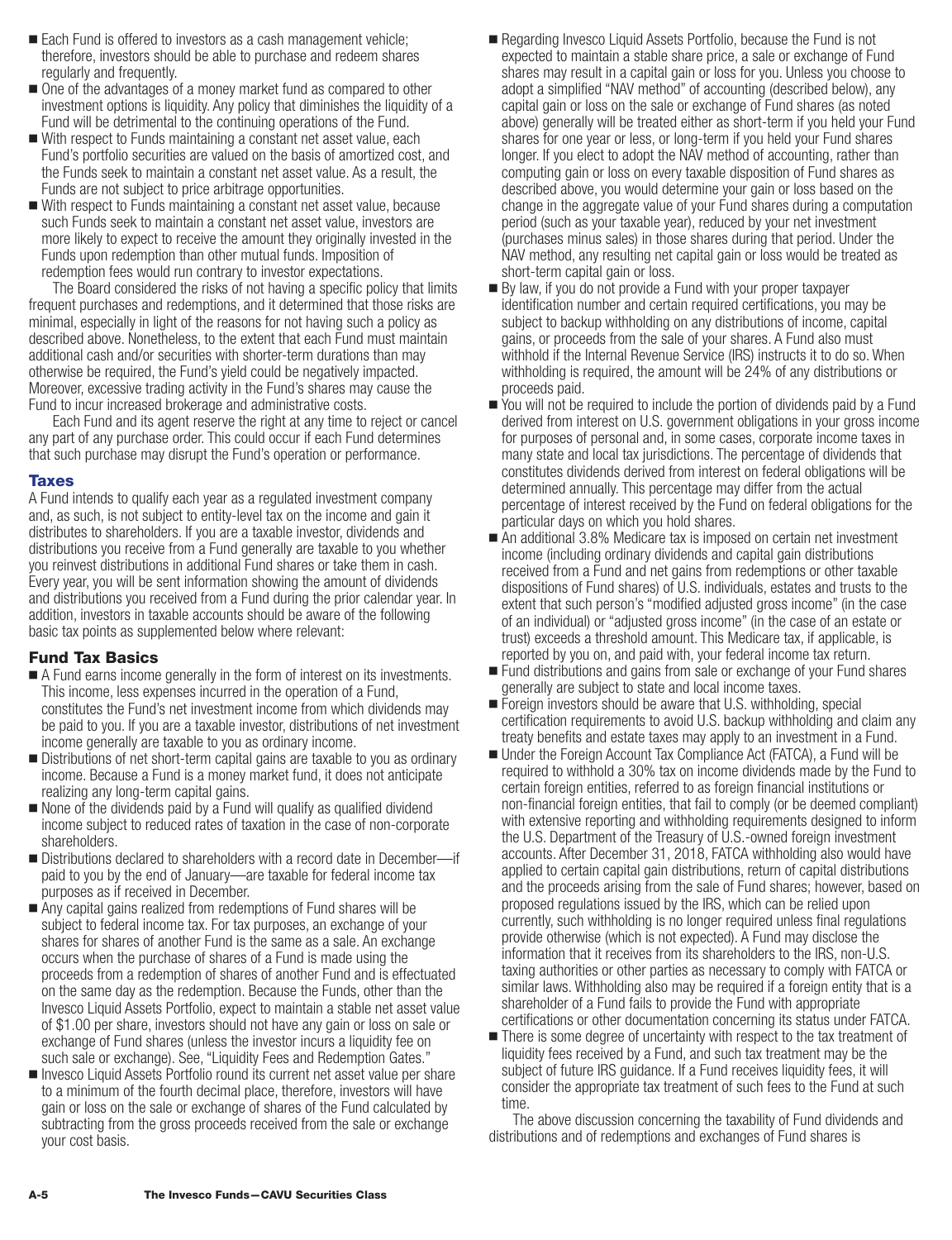- Each Fund is offered to investors as a cash management vehicle; therefore, investors should be able to purchase and redeem shares regularly and frequently.
- One of the advantages of a money market fund as compared to other investment options is liquidity. Any policy that diminishes the liquidity of a Fund will be detrimental to the continuing operations of the Fund.
- With respect to Funds maintaining a constant net asset value, each Fund's portfolio securities are valued on the basis of amortized cost, and the Funds seek to maintain a constant net asset value. As a result, the Funds are not subject to price arbitrage opportunities.
- With respect to Funds maintaining a constant net asset value, because such Funds seek to maintain a constant net asset value, investors are more likely to expect to receive the amount they originally invested in the Funds upon redemption than other mutual funds. Imposition of redemption fees would run contrary to investor expectations.

The Board considered the risks of not having a specific policy that limits frequent purchases and redemptions, and it determined that those risks are minimal, especially in light of the reasons for not having such a policy as described above. Nonetheless, to the extent that each Fund must maintain additional cash and/or securities with shorter-term durations than may otherwise be required, the Fund's yield could be negatively impacted. Moreover, excessive trading activity in the Fund's shares may cause the Fund to incur increased brokerage and administrative costs.

Each Fund and its agent reserve the right at any time to reject or cancel any part of any purchase order. This could occur if each Fund determines that such purchase may disrupt the Fund's operation or performance.

## Taxes

A Fund intends to qualify each year as a regulated investment company and, as such, is not subject to entity-level tax on the income and gain it distributes to shareholders. If you are a taxable investor, dividends and distributions you receive from a Fund generally are taxable to you whether you reinvest distributions in additional Fund shares or take them in cash. Every year, you will be sent information showing the amount of dividends and distributions you received from a Fund during the prior calendar year. In addition, investors in taxable accounts should be aware of the following basic tax points as supplemented below where relevant:

### Fund Tax Basics

- A Fund earns income generally in the form of interest on its investments. This income, less expenses incurred in the operation of a Fund, constitutes the Fund's net investment income from which dividends may be paid to you. If you are a taxable investor, distributions of net investment income generally are taxable to you as ordinary income.
- Distributions of net short-term capital gains are taxable to you as ordinary income. Because a Fund is a money market fund, it does not anticipate realizing any long-term capital gains.
- None of the dividends paid by a Fund will qualify as qualified dividend income subject to reduced rates of taxation in the case of non-corporate shareholders.
- Distributions declared to shareholders with a record date in December—if paid to you by the end of January—are taxable for federal income tax purposes as if received in December.
- Any capital gains realized from redemptions of Fund shares will be subject to federal income tax. For tax purposes, an exchange of your shares for shares of another Fund is the same as a sale. An exchange occurs when the purchase of shares of a Fund is made using the proceeds from a redemption of shares of another Fund and is effectuated on the same day as the redemption. Because the Funds, other than the Invesco Liquid Assets Portfolio, expect to maintain a stable net asset value of $1.00 per share, investors should not have any gain or loss on sale or exchange of Fund shares (unless the investor incurs a liquidity fee on such sale or exchange). See, "Liquidity Fees and Redemption Gates."
- Invesco Liquid Assets Portfolio round its current net asset value per share to a minimum of the fourth decimal place, therefore, investors will have gain or loss on the sale or exchange of shares of the Fund calculated by subtracting from the gross proceeds received from the sale or exchange your cost basis.
- Regarding Invesco Liquid Assets Portfolio, because the Fund is not expected to maintain a stable share price, a sale or exchange of Fund shares may result in a capital gain or loss for you. Unless you choose to adopt a simplified "NAV method" of accounting (described below), any capital gain or loss on the sale or exchange of Fund shares (as noted above) generally will be treated either as short-term if you held your Fund shares for one year or less, or long-term if you held your Fund shares longer. If you elect to adopt the NAV method of accounting, rather than computing gain or loss on every taxable disposition of Fund shares as described above, you would determine your gain or loss based on the change in the aggregate value of your Fund shares during a computation period (such as your taxable year), reduced by your net investment (purchases minus sales) in those shares during that period. Under the NAV method, any resulting net capital gain or loss would be treated as short-term capital gain or loss.
- By law, if you do not provide a Fund with your proper taxpayer identification number and certain required certifications, you may be subject to backup withholding on any distributions of income, capital gains, or proceeds from the sale of your shares. A Fund also must withhold if the Internal Revenue Service (IRS) instructs it to do so. When withholding is required, the amount will be 24% of any distributions or proceeds paid.
- You will not be required to include the portion of dividends paid by a Fund derived from interest on U.S. government obligations in your gross income for purposes of personal and, in some cases, corporate income taxes in many state and local tax jurisdictions. The percentage of dividends that constitutes dividends derived from interest on federal obligations will be determined annually. This percentage may differ from the actual percentage of interest received by the Fund on federal obligations for the particular days on which you hold shares.
- An additional 3.8% Medicare tax is imposed on certain net investment income (including ordinary dividends and capital gain distributions received from a Fund and net gains from redemptions or other taxable dispositions of Fund shares) of U.S. individuals, estates and trusts to the extent that such person's "modified adjusted gross income" (in the case of an individual) or "adjusted gross income" (in the case of an estate or trust) exceeds a threshold amount. This Medicare tax, if applicable, is reported by you on, and paid with, your federal income tax return.
- Fund distributions and gains from sale or exchange of your Fund shares generally are subject to state and local income taxes.
- Foreign investors should be aware that U.S. withholding, special certification requirements to avoid U.S. backup withholding and claim any treaty benefits and estate taxes may apply to an investment in a Fund.
- Under the Foreign Account Tax Compliance Act (FATCA), a Fund will be required to withhold a 30% tax on income dividends made by the Fund to certain foreign entities, referred to as foreign financial institutions or non-financial foreign entities, that fail to comply (or be deemed compliant) with extensive reporting and withholding requirements designed to inform the U.S. Department of the Treasury of U.S.-owned foreign investment accounts. After December 31, 2018, FATCA withholding also would have applied to certain capital gain distributions, return of capital distributions and the proceeds arising from the sale of Fund shares; however, based on proposed regulations issued by the IRS, which can be relied upon currently, such withholding is no longer required unless final regulations provide otherwise (which is not expected). A Fund may disclose the information that it receives from its shareholders to the IRS, non-U.S. taxing authorities or other parties as necessary to comply with FATCA or similar laws. Withholding also may be required if a foreign entity that is a shareholder of a Fund fails to provide the Fund with appropriate certifications or other documentation concerning its status under FATCA.
- There is some degree of uncertainty with respect to the tax treatment of liquidity fees received by a Fund, and such tax treatment may be the subject of future IRS guidance. If a Fund receives liquidity fees, it will consider the appropriate tax treatment of such fees to the Fund at such time.

The above discussion concerning the taxability of Fund dividends and distributions and of redemptions and exchanges of Fund shares is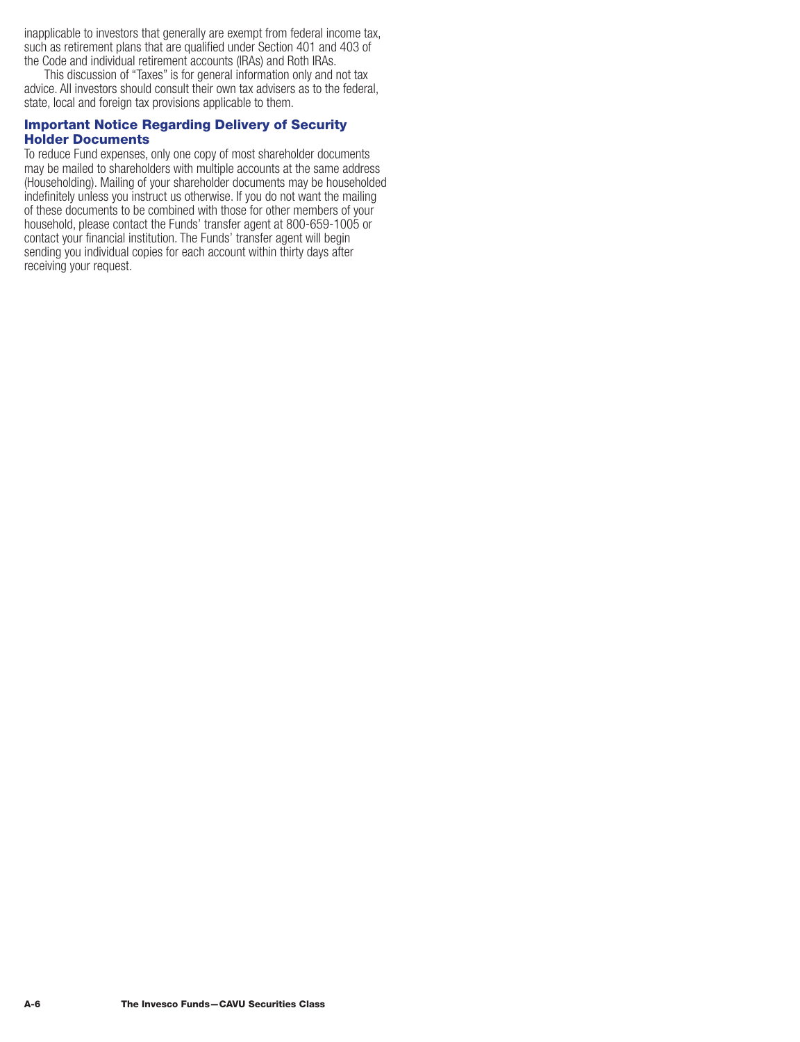inapplicable to investors that generally are exempt from federal income tax, such as retirement plans that are qualified under Section 401 and 403 of the Code and individual retirement accounts (IRAs) and Roth IRAs.

This discussion of "Taxes" is for general information only and not tax advice. All investors should consult their own tax advisers as to the federal, state, local and foreign tax provisions applicable to them.

### Important Notice Regarding Delivery of Security Holder Documents

To reduce Fund expenses, only one copy of most shareholder documents may be mailed to shareholders with multiple accounts at the same address (Householding). Mailing of your shareholder documents may be householded indefinitely unless you instruct us otherwise. If you do not want the mailing of these documents to be combined with those for other members of your household, please contact the Funds' transfer agent at 800-659-1005 or contact your financial institution. The Funds' transfer agent will begin sending you individual copies for each account within thirty days after receiving your request.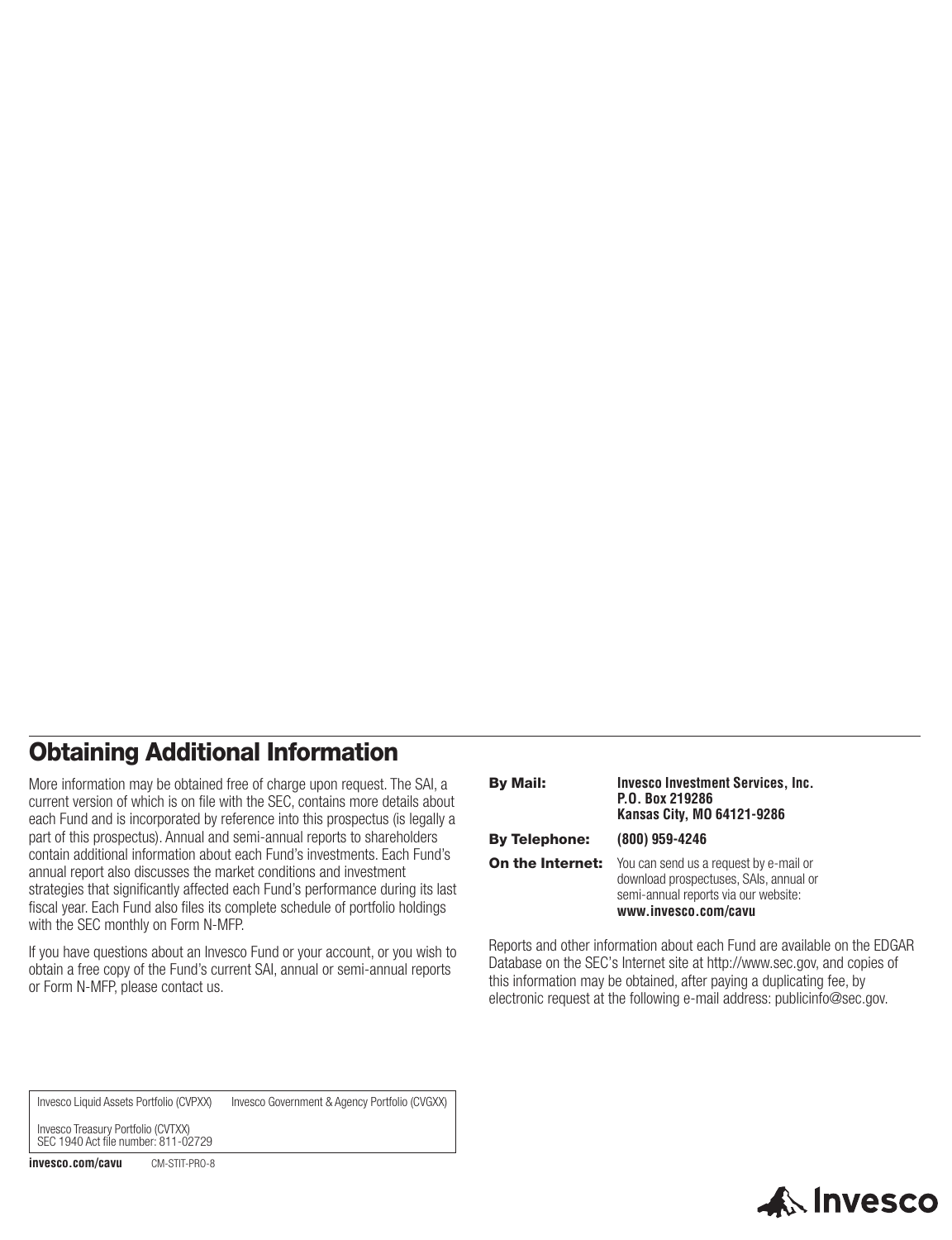## Obtaining Additional Information

More information may be obtained free of charge upon request. The SAI, a current version of which is on file with the SEC, contains more details about each Fund and is incorporated by reference into this prospectus (is legally a part of this prospectus). Annual and semi-annual reports to shareholders contain additional information about each Fund's investments. Each Fund's annual report also discusses the market conditions and investment strategies that significantly affected each Fund's performance during its last fiscal year. Each Fund also files its complete schedule of portfolio holdings with the SEC monthly on Form N-MFP.

If you have questions about an Invesco Fund or your account, or you wish to obtain a free copy of the Fund's current SAI, annual or semi-annual reports or Form N-MFP, please contact us.

| | |
|---|---|
| **By Mail:** | **Invesco Investment Services, Inc.**<br>**P.O. Box 219286**<br>**Kansas City, MO 64121-9286** |
| **By Telephone:** | **(800) 959-4246** |
| **On the Internet:** | You can send us a request by e-mail or download prospectuses, SAIs, annual or semi-annual reports via our website:<br>**www.invesco.com/cavu** |

Reports and other information about each Fund are available on the EDGAR Database on the SEC's Internet site at http://www.sec.gov, and copies of this information may be obtained, after paying a duplicating fee, by electronic request at the following e-mail address: publicinfo@sec.gov.

Invesco Liquid Assets Portfolio (CVPXX)  Invesco Government & Agency Portfolio (CVGXX)

Invesco Treasury Portfolio (CVTXX)
SEC 1940 Act file number: 811-02729

**invesco.com/cavu**  CM-STIT-PRO-8

Invesco